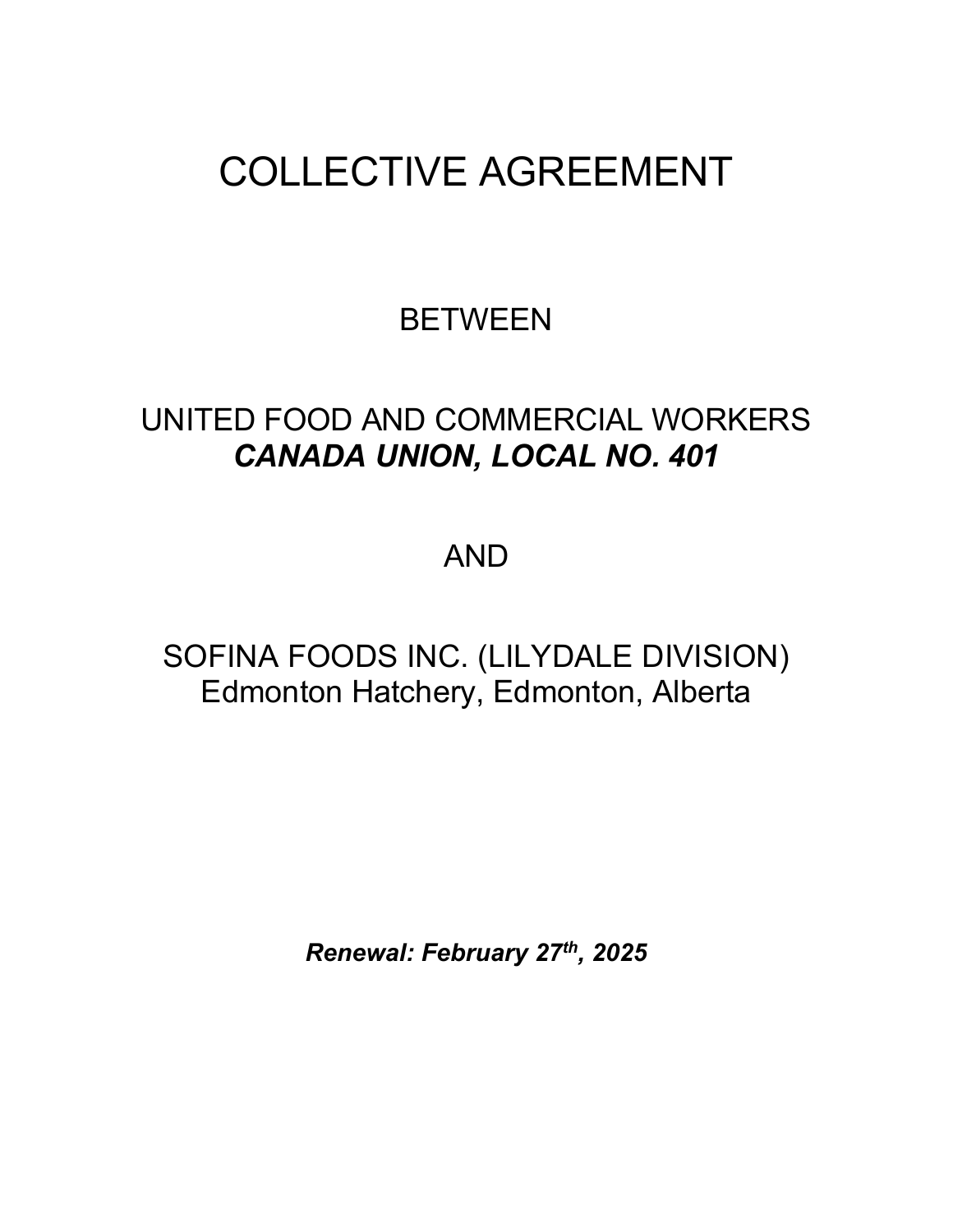# COLLECTIVE AGREEMENT

BETWEEN

UNITED FOOD AND COMMERCIAL WORKERS
***CANADA UNION, LOCAL NO. 401***

AND

SOFINA FOODS INC. (LILYDALE DIVISION)
Edmonton Hatchery, Edmonton, Alberta

***Renewal: February 27th, 2025***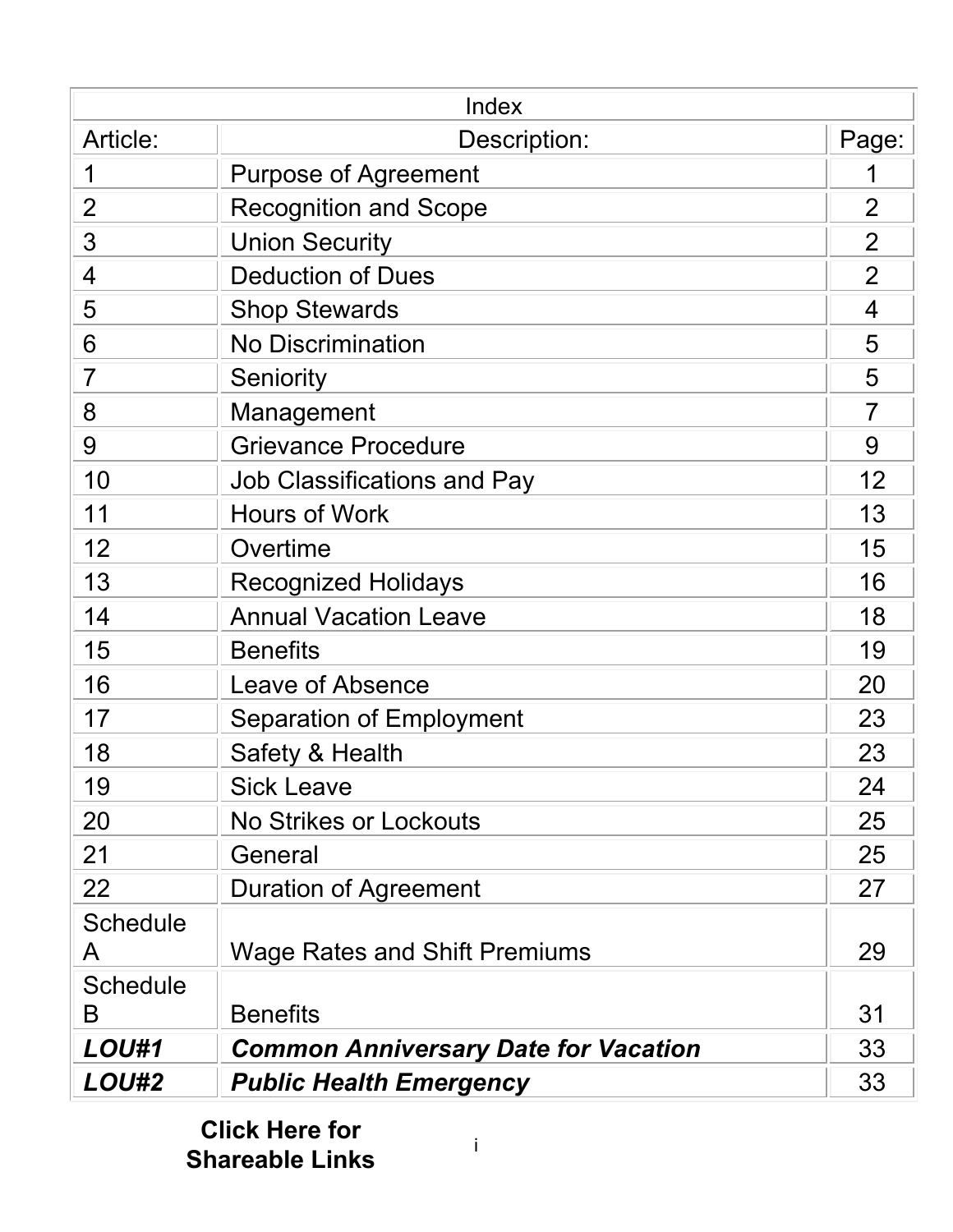| Index | | |
|---|---|---|
| Article: | Description: | Page: |
| 1 | Purpose of Agreement | 1 |
| 2 | Recognition and Scope | 2 |
| 3 | Union Security | 2 |
| 4 | Deduction of Dues | 2 |
| 5 | Shop Stewards | 4 |
| 6 | No Discrimination | 5 |
| 7 | Seniority | 5 |
| 8 | Management | 7 |
| 9 | Grievance Procedure | 9 |
| 10 | Job Classifications and Pay | 12 |
| 11 | Hours of Work | 13 |
| 12 | Overtime | 15 |
| 13 | Recognized Holidays | 16 |
| 14 | Annual Vacation Leave | 18 |
| 15 | Benefits | 19 |
| 16 | Leave of Absence | 20 |
| 17 | Separation of Employment | 23 |
| 18 | Safety & Health | 23 |
| 19 | Sick Leave | 24 |
| 20 | No Strikes or Lockouts | 25 |
| 21 | General | 25 |
| 22 | Duration of Agreement | 27 |
| Schedule A | Wage Rates and Shift Premiums | 29 |
| Schedule B | Benefits | 31 |
| ***LOU#1*** | ***Common Anniversary Date for Vacation*** | 33 |
| ***LOU#2*** | ***Public Health Emergency*** | 33 |

**Click Here for Shareable Links**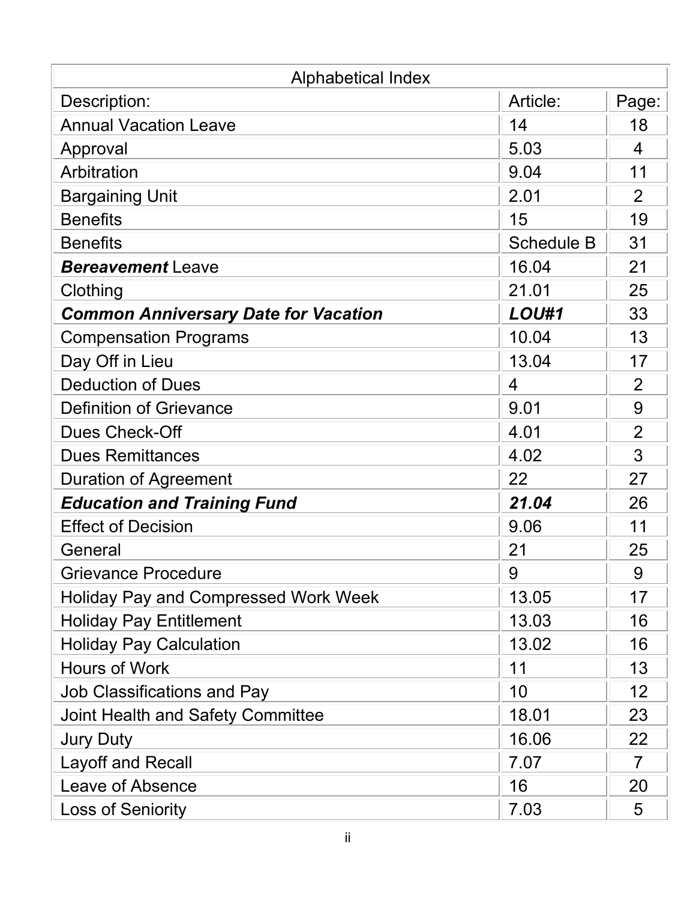| Alphabetical Index | | |
|---|---|---|
| Description: | Article: | Page: |
| Annual Vacation Leave | 14 | 18 |
| Approval | 5.03 | 4 |
| Arbitration | 9.04 | 11 |
| Bargaining Unit | 2.01 | 2 |
| Benefits | 15 | 19 |
| Benefits | Schedule B | 31 |
| ***Bereavement*** Leave | 16.04 | 21 |
| Clothing | 21.01 | 25 |
| ***Common Anniversary Date for Vacation*** | ***LOU#1*** | 33 |
| Compensation Programs | 10.04 | 13 |
| Day Off in Lieu | 13.04 | 17 |
| Deduction of Dues | 4 | 2 |
| Definition of Grievance | 9.01 | 9 |
| Dues Check-Off | 4.01 | 2 |
| Dues Remittances | 4.02 | 3 |
| Duration of Agreement | 22 | 27 |
| ***Education and Training Fund*** | ***21.04*** | 26 |
| Effect of Decision | 9.06 | 11 |
| General | 21 | 25 |
| Grievance Procedure | 9 | 9 |
| Holiday Pay and Compressed Work Week | 13.05 | 17 |
| Holiday Pay Entitlement | 13.03 | 16 |
| Holiday Pay Calculation | 13.02 | 16 |
| Hours of Work | 11 | 13 |
| Job Classifications and Pay | 10 | 12 |
| Joint Health and Safety Committee | 18.01 | 23 |
| Jury Duty | 16.06 | 22 |
| Layoff and Recall | 7.07 | 7 |
| Leave of Absence | 16 | 20 |
| Loss of Seniority | 7.03 | 5 |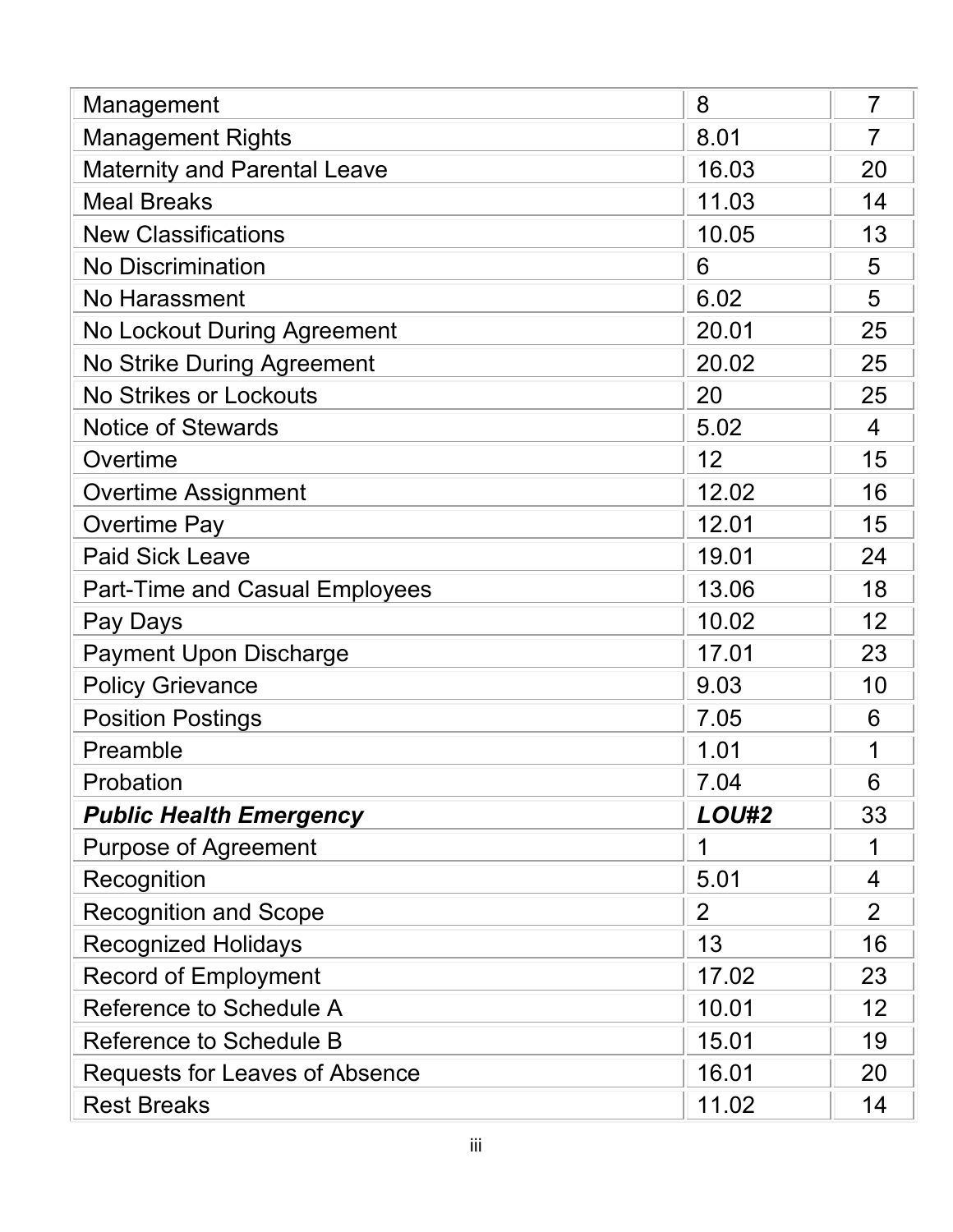| | | |
|---|---|---|
| Management | 8 | 7 |
| Management Rights | 8.01 | 7 |
| Maternity and Parental Leave | 16.03 | 20 |
| Meal Breaks | 11.03 | 14 |
| New Classifications | 10.05 | 13 |
| No Discrimination | 6 | 5 |
| No Harassment | 6.02 | 5 |
| No Lockout During Agreement | 20.01 | 25 |
| No Strike During Agreement | 20.02 | 25 |
| No Strikes or Lockouts | 20 | 25 |
| Notice of Stewards | 5.02 | 4 |
| Overtime | 12 | 15 |
| Overtime Assignment | 12.02 | 16 |
| Overtime Pay | 12.01 | 15 |
| Paid Sick Leave | 19.01 | 24 |
| Part-Time and Casual Employees | 13.06 | 18 |
| Pay Days | 10.02 | 12 |
| Payment Upon Discharge | 17.01 | 23 |
| Policy Grievance | 9.03 | 10 |
| Position Postings | 7.05 | 6 |
| Preamble | 1.01 | 1 |
| Probation | 7.04 | 6 |
| ***Public Health Emergency*** | ***LOU#2*** | 33 |
| Purpose of Agreement | 1 | 1 |
| Recognition | 5.01 | 4 |
| Recognition and Scope | 2 | 2 |
| Recognized Holidays | 13 | 16 |
| Record of Employment | 17.02 | 23 |
| Reference to Schedule A | 10.01 | 12 |
| Reference to Schedule B | 15.01 | 19 |
| Requests for Leaves of Absence | 16.01 | 20 |
| Rest Breaks | 11.02 | 14 |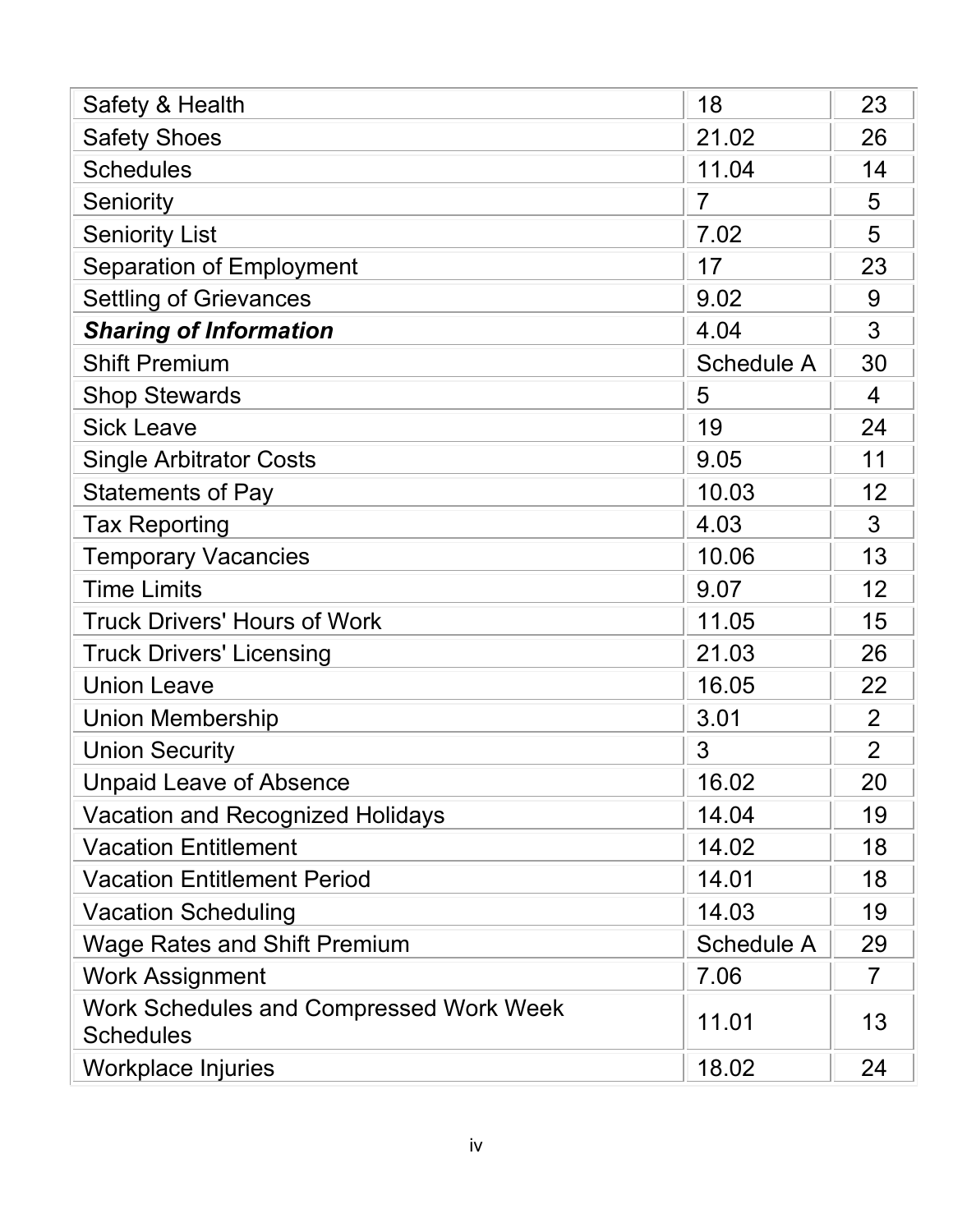| | | |
|---|---|---|
| Safety & Health | 18 | 23 |
| Safety Shoes | 21.02 | 26 |
| Schedules | 11.04 | 14 |
| Seniority | 7 | 5 |
| Seniority List | 7.02 | 5 |
| Separation of Employment | 17 | 23 |
| Settling of Grievances | 9.02 | 9 |
| ***Sharing of Information*** | 4.04 | 3 |
| Shift Premium | Schedule A | 30 |
| Shop Stewards | 5 | 4 |
| Sick Leave | 19 | 24 |
| Single Arbitrator Costs | 9.05 | 11 |
| Statements of Pay | 10.03 | 12 |
| Tax Reporting | 4.03 | 3 |
| Temporary Vacancies | 10.06 | 13 |
| Time Limits | 9.07 | 12 |
| Truck Drivers' Hours of Work | 11.05 | 15 |
| Truck Drivers' Licensing | 21.03 | 26 |
| Union Leave | 16.05 | 22 |
| Union Membership | 3.01 | 2 |
| Union Security | 3 | 2 |
| Unpaid Leave of Absence | 16.02 | 20 |
| Vacation and Recognized Holidays | 14.04 | 19 |
| Vacation Entitlement | 14.02 | 18 |
| Vacation Entitlement Period | 14.01 | 18 |
| Vacation Scheduling | 14.03 | 19 |
| Wage Rates and Shift Premium | Schedule A | 29 |
| Work Assignment | 7.06 | 7 |
| Work Schedules and Compressed Work Week Schedules | 11.01 | 13 |
| Workplace Injuries | 18.02 | 24 |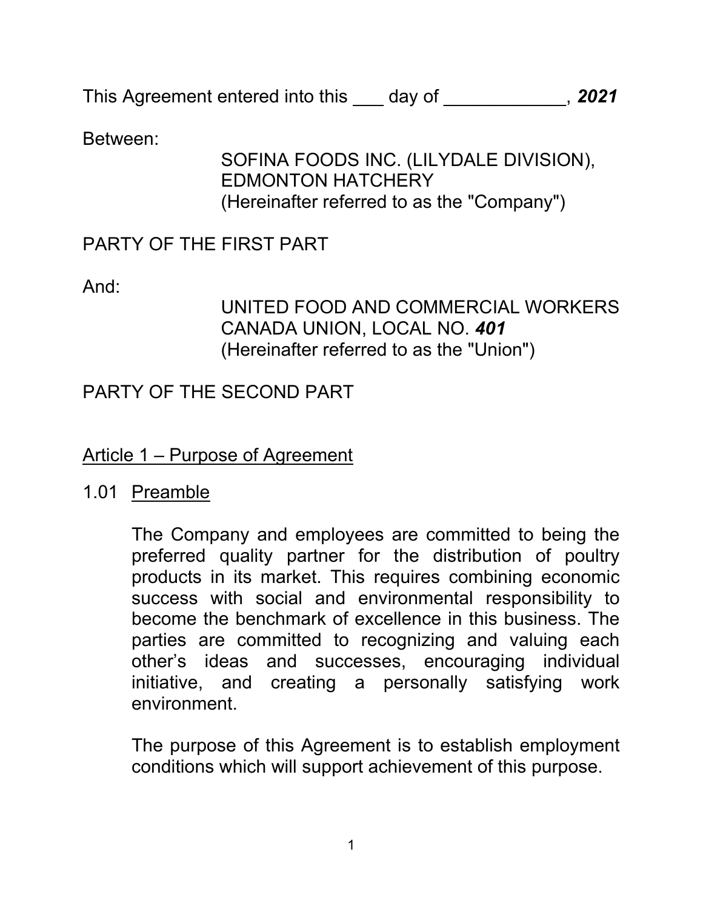This Agreement entered into this ___ day of ____________, ***2021***

Between:

SOFINA FOODS INC. (LILYDALE DIVISION),
EDMONTON HATCHERY
(Hereinafter referred to as the "Company")

PARTY OF THE FIRST PART

And:

UNITED FOOD AND COMMERCIAL WORKERS
CANADA UNION, LOCAL NO. ***401***
(Hereinafter referred to as the "Union")

PARTY OF THE SECOND PART

## Article 1 – Purpose of Agreement

### 1.01 Preamble

The Company and employees are committed to being the preferred quality partner for the distribution of poultry products in its market. This requires combining economic success with social and environmental responsibility to become the benchmark of excellence in this business. The parties are committed to recognizing and valuing each other's ideas and successes, encouraging individual initiative, and creating a personally satisfying work environment.

The purpose of this Agreement is to establish employment conditions which will support achievement of this purpose.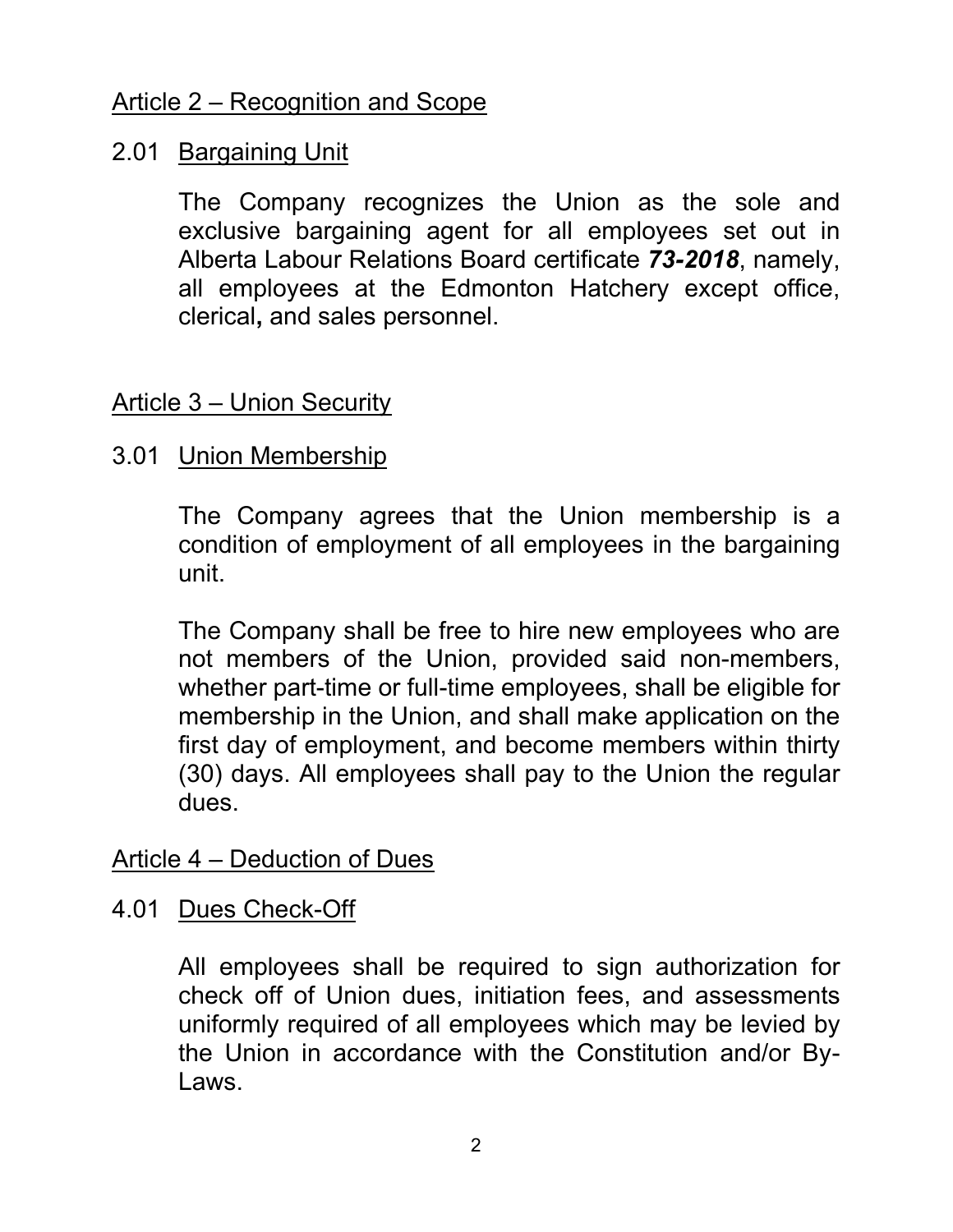## Article 2 – Recognition and Scope

### 2.01 Bargaining Unit

The Company recognizes the Union as the sole and exclusive bargaining agent for all employees set out in Alberta Labour Relations Board certificate ***73-2018***, namely, all employees at the Edmonton Hatchery except office, clerical**,** and sales personnel.

## Article 3 – Union Security

### 3.01 Union Membership

The Company agrees that the Union membership is a condition of employment of all employees in the bargaining unit.

The Company shall be free to hire new employees who are not members of the Union, provided said non-members, whether part-time or full-time employees, shall be eligible for membership in the Union, and shall make application on the first day of employment, and become members within thirty (30) days. All employees shall pay to the Union the regular dues.

## Article 4 – Deduction of Dues

### 4.01 Dues Check-Off

All employees shall be required to sign authorization for check off of Union dues, initiation fees, and assessments uniformly required of all employees which may be levied by the Union in accordance with the Constitution and/or By-Laws.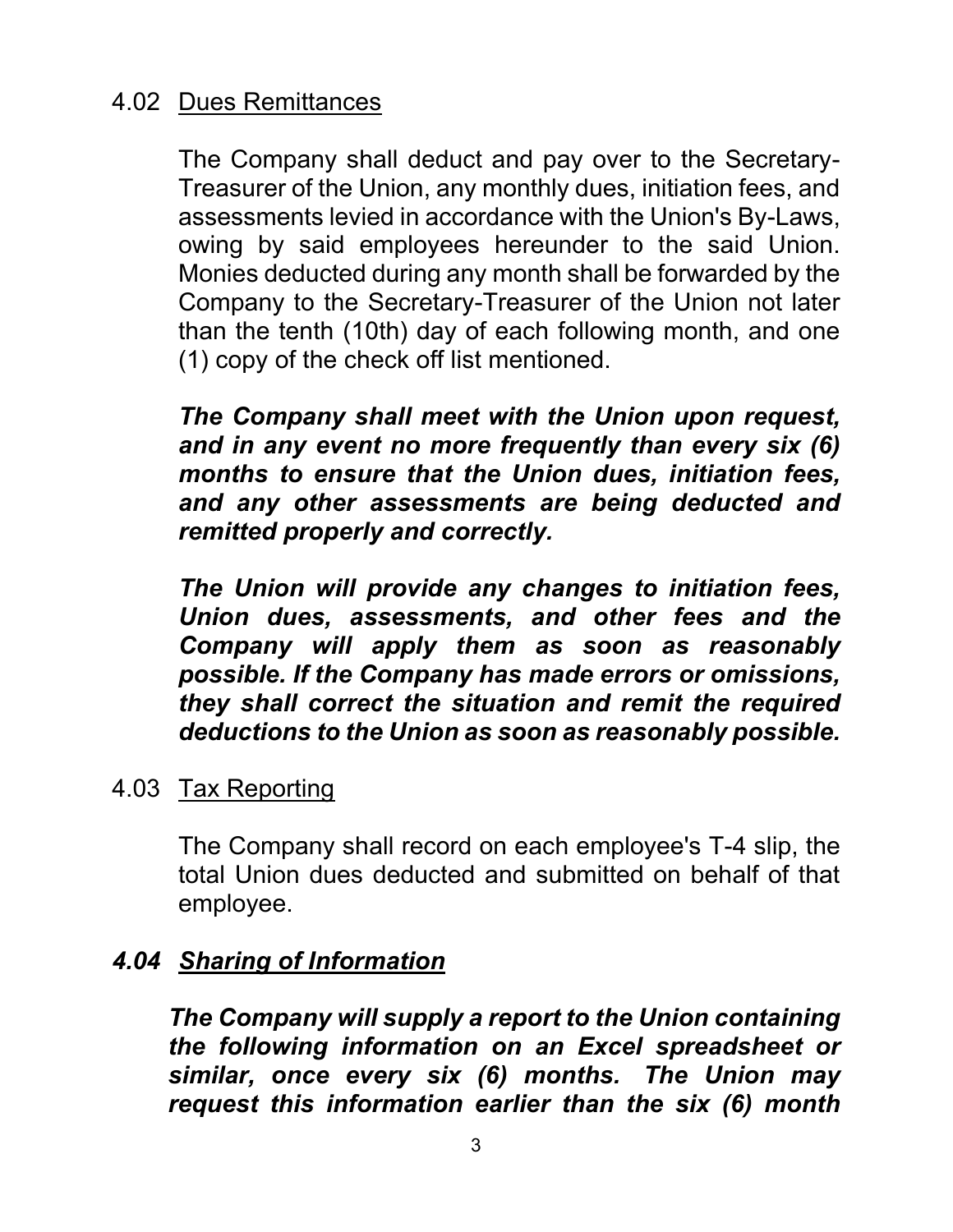4.02 Dues Remittances

The Company shall deduct and pay over to the Secretary-Treasurer of the Union, any monthly dues, initiation fees, and assessments levied in accordance with the Union's By-Laws, owing by said employees hereunder to the said Union. Monies deducted during any month shall be forwarded by the Company to the Secretary-Treasurer of the Union not later than the tenth (10th) day of each following month, and one (1) copy of the check off list mentioned.

***The Company shall meet with the Union upon request, and in any event no more frequently than every six (6) months to ensure that the Union dues, initiation fees, and any other assessments are being deducted and remitted properly and correctly.***

***The Union will provide any changes to initiation fees, Union dues, assessments, and other fees and the Company will apply them as soon as reasonably possible. If the Company has made errors or omissions, they shall correct the situation and remit the required deductions to the Union as soon as reasonably possible.***

4.03 Tax Reporting

The Company shall record on each employee's T-4 slip, the total Union dues deducted and submitted on behalf of that employee.

***4.04 Sharing of Information***

***The Company will supply a report to the Union containing the following information on an Excel spreadsheet or similar, once every six (6) months. The Union may request this information earlier than the six (6) month***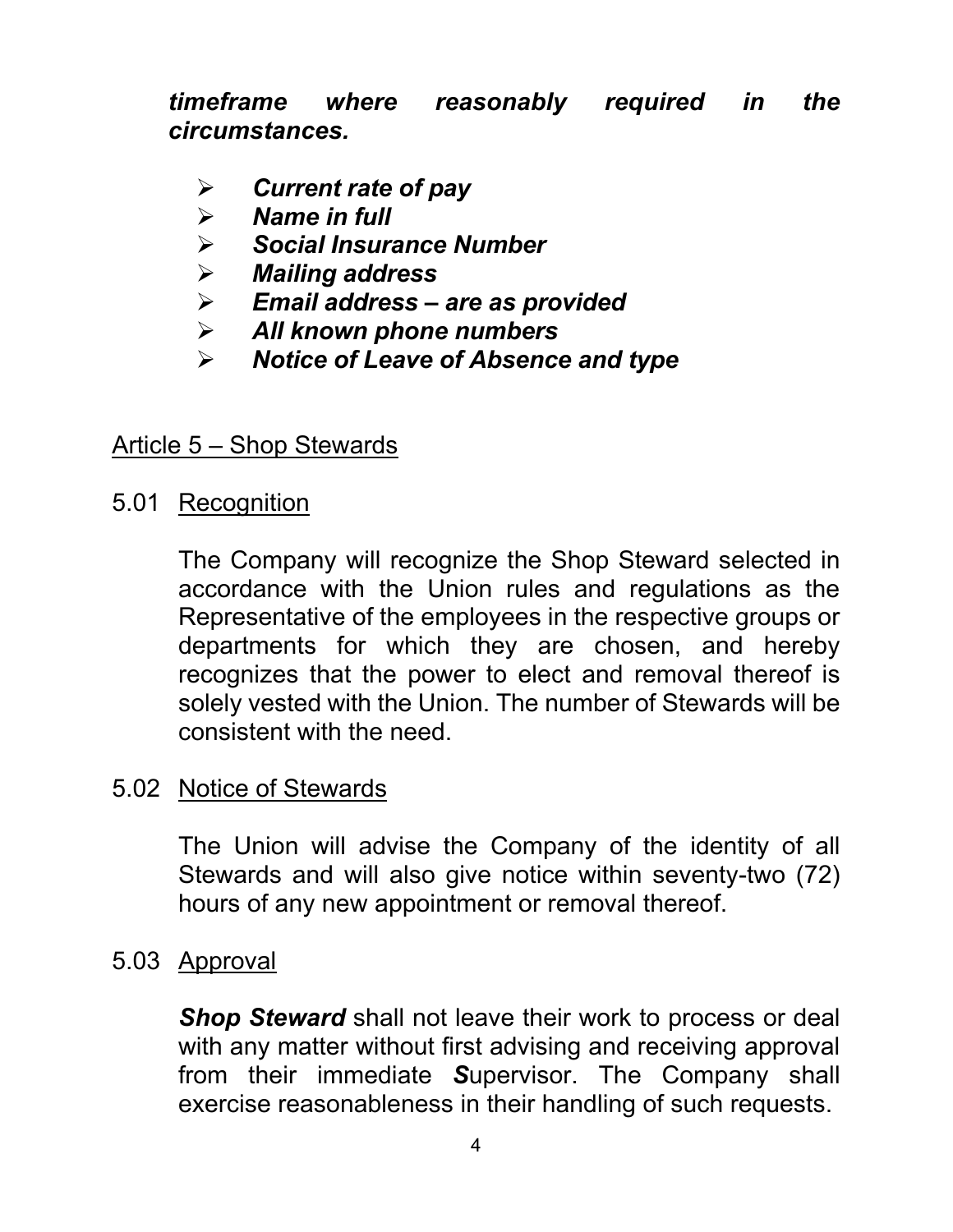***timeframe where reasonably required in the circumstances.***

- ***Current rate of pay***
- ***Name in full***
- ***Social Insurance Number***
- ***Mailing address***
- ***Email address – are as provided***
- ***All known phone numbers***
- ***Notice of Leave of Absence and type***

## Article 5 – Shop Stewards

### 5.01 Recognition

The Company will recognize the Shop Steward selected in accordance with the Union rules and regulations as the Representative of the employees in the respective groups or departments for which they are chosen, and hereby recognizes that the power to elect and removal thereof is solely vested with the Union. The number of Stewards will be consistent with the need.

### 5.02 Notice of Stewards

The Union will advise the Company of the identity of all Stewards and will also give notice within seventy-two (72) hours of any new appointment or removal thereof.

### 5.03 Approval

***Shop Steward*** shall not leave their work to process or deal with any matter without first advising and receiving approval from their immediate ***S***upervisor. The Company shall exercise reasonableness in their handling of such requests.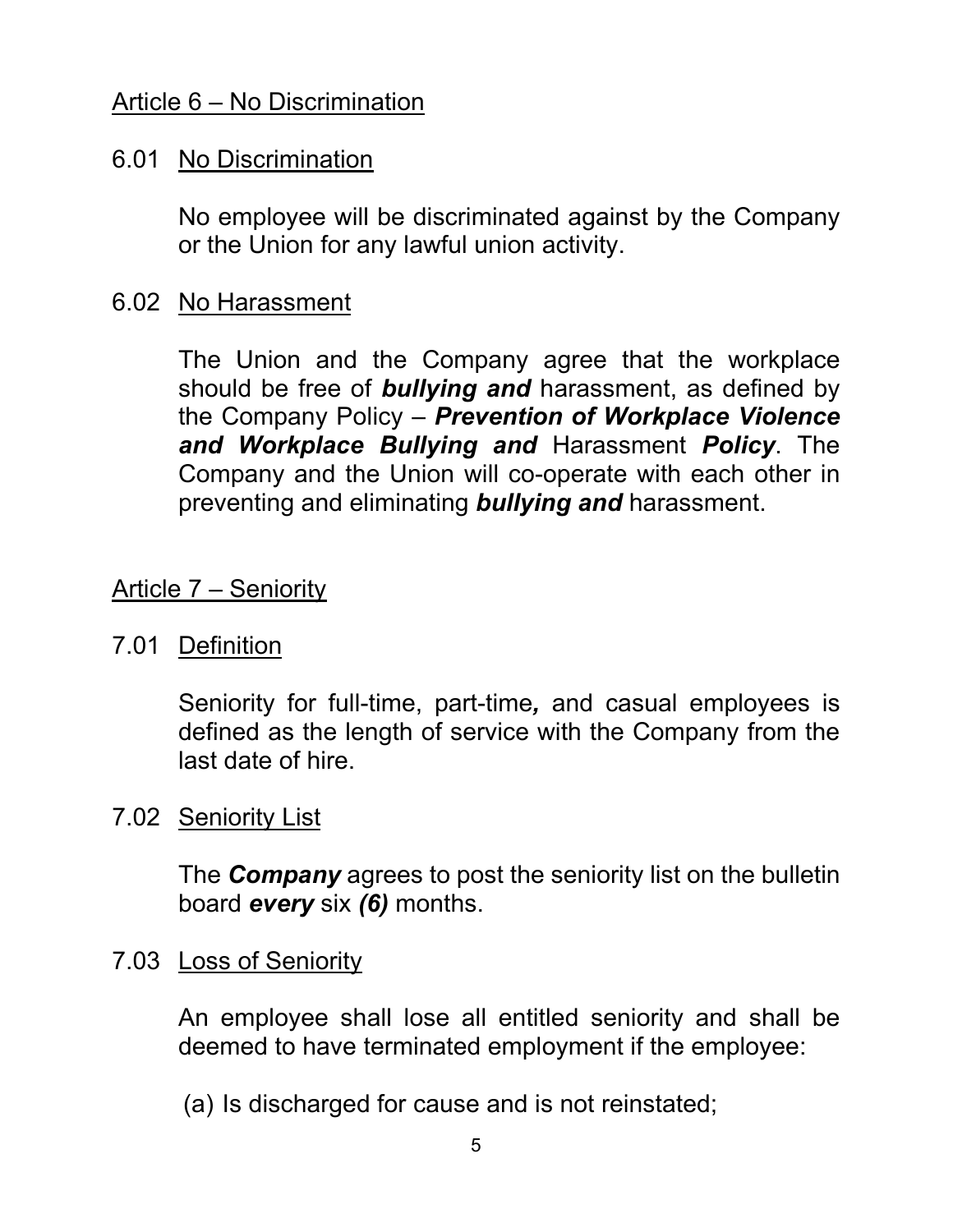## Article 6 – No Discrimination

### 6.01 No Discrimination

No employee will be discriminated against by the Company or the Union for any lawful union activity.

### 6.02 No Harassment

The Union and the Company agree that the workplace should be free of ***bullying and*** harassment, as defined by the Company Policy – ***Prevention of Workplace Violence and Workplace Bullying and*** Harassment ***Policy***. The Company and the Union will co-operate with each other in preventing and eliminating ***bullying and*** harassment.

## Article 7 – Seniority

### 7.01 Definition

Seniority for full-time, part-time***,*** and casual employees is defined as the length of service with the Company from the last date of hire.

### 7.02 Seniority List

The ***Company*** agrees to post the seniority list on the bulletin board ***every*** six ***(6)*** months.

### 7.03 Loss of Seniority

An employee shall lose all entitled seniority and shall be deemed to have terminated employment if the employee:

(a) Is discharged for cause and is not reinstated;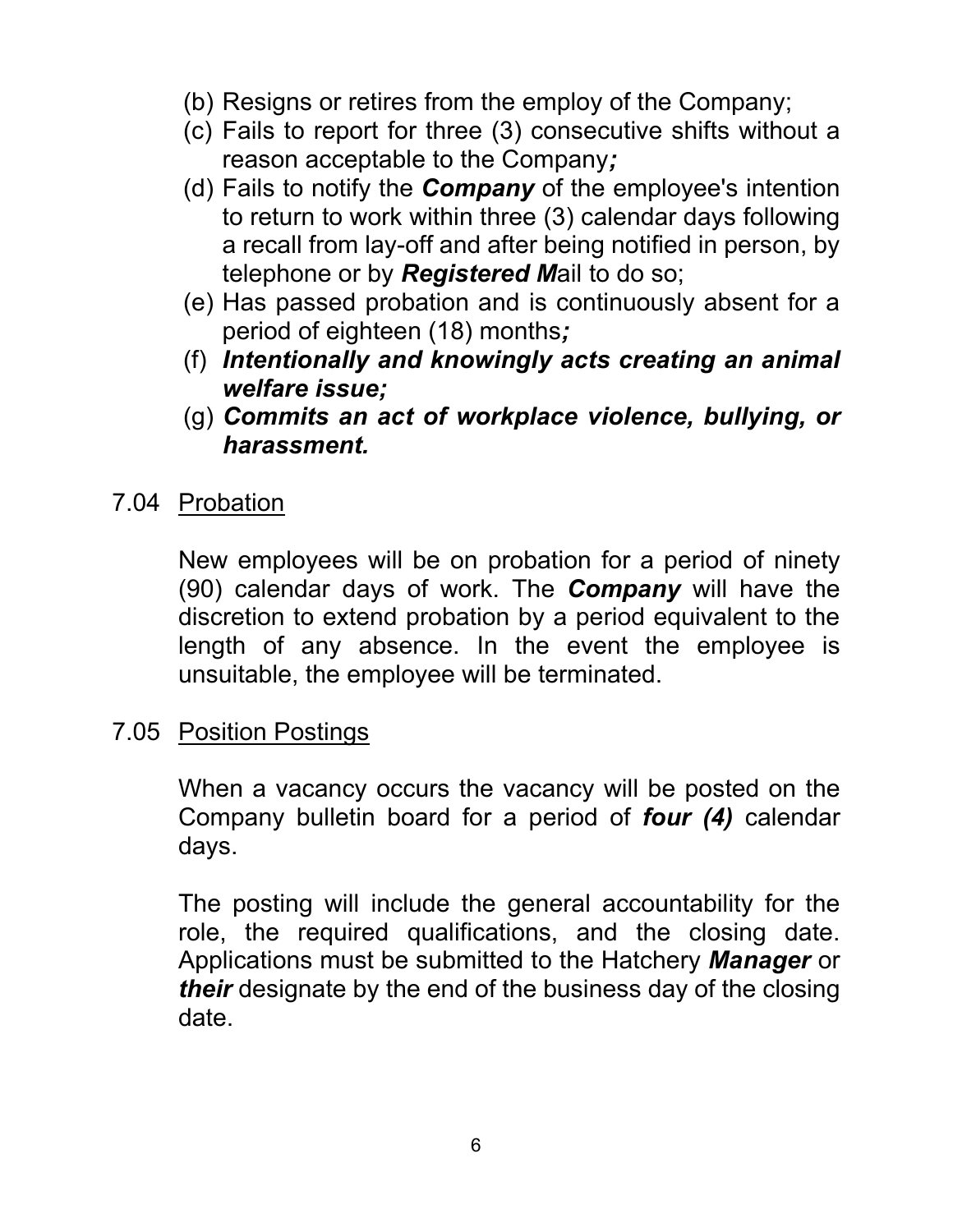(b) Resigns or retires from the employ of the Company;

(c) Fails to report for three (3) consecutive shifts without a reason acceptable to the Company***;***

(d) Fails to notify the ***Company*** of the employee's intention to return to work within three (3) calendar days following a recall from lay-off and after being notified in person, by telephone or by ***Registered M***ail to do so;

(e) Has passed probation and is continuously absent for a period of eighteen (18) months***;***

(f) ***Intentionally and knowingly acts creating an animal welfare issue;***

(g) ***Commits an act of workplace violence, bullying, or harassment.***

7.04 <u>Probation</u>

New employees will be on probation for a period of ninety (90) calendar days of work. The ***Company*** will have the discretion to extend probation by a period equivalent to the length of any absence. In the event the employee is unsuitable, the employee will be terminated.

7.05 <u>Position Postings</u>

When a vacancy occurs the vacancy will be posted on the Company bulletin board for a period of ***four (4)*** calendar days.

The posting will include the general accountability for the role, the required qualifications, and the closing date. Applications must be submitted to the Hatchery ***Manager*** or ***their*** designate by the end of the business day of the closing date.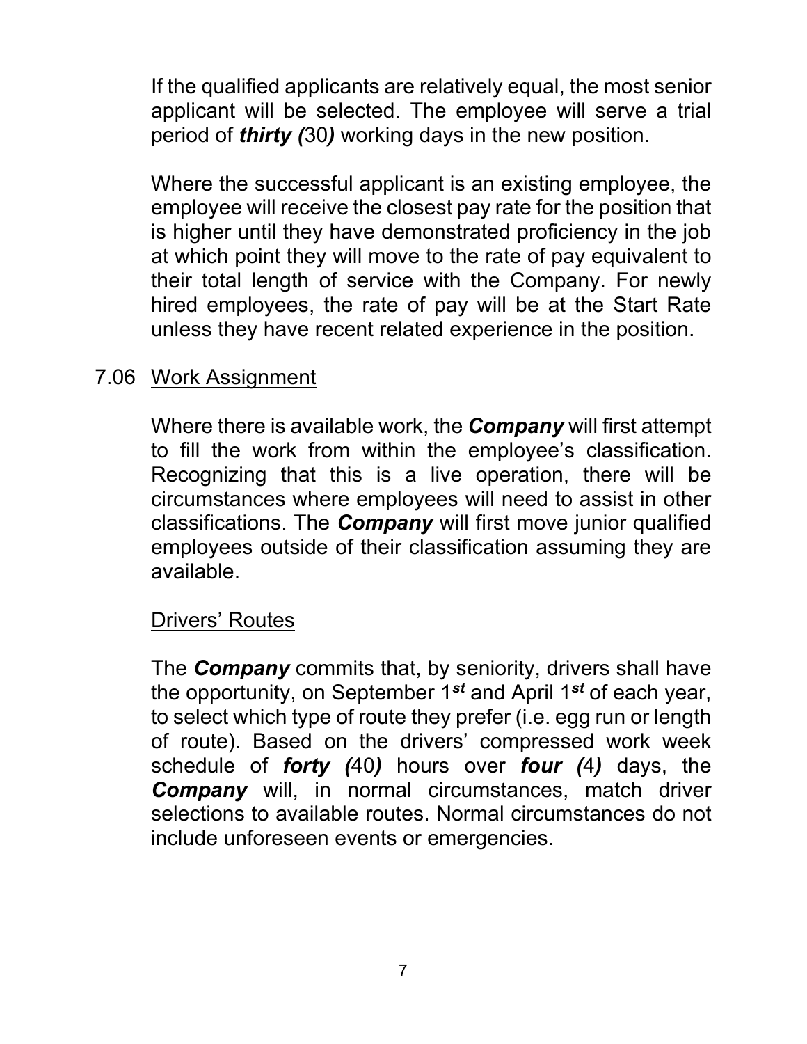If the qualified applicants are relatively equal, the most senior applicant will be selected. The employee will serve a trial period of ***thirty (***30***)*** working days in the new position.

Where the successful applicant is an existing employee, the employee will receive the closest pay rate for the position that is higher until they have demonstrated proficiency in the job at which point they will move to the rate of pay equivalent to their total length of service with the Company. For newly hired employees, the rate of pay will be at the Start Rate unless they have recent related experience in the position.

7.06 Work Assignment

Where there is available work, the ***Company*** will first attempt to fill the work from within the employee's classification. Recognizing that this is a live operation, there will be circumstances where employees will need to assist in other classifications. The ***Company*** will first move junior qualified employees outside of their classification assuming they are available.

Drivers' Routes

The ***Company*** commits that, by seniority, drivers shall have the opportunity, on September 1***st*** and April 1***st*** of each year, to select which type of route they prefer (i.e. egg run or length of route). Based on the drivers' compressed work week schedule of ***forty (***40***)*** hours over ***four (***4***)*** days, the ***Company*** will, in normal circumstances, match driver selections to available routes. Normal circumstances do not include unforeseen events or emergencies.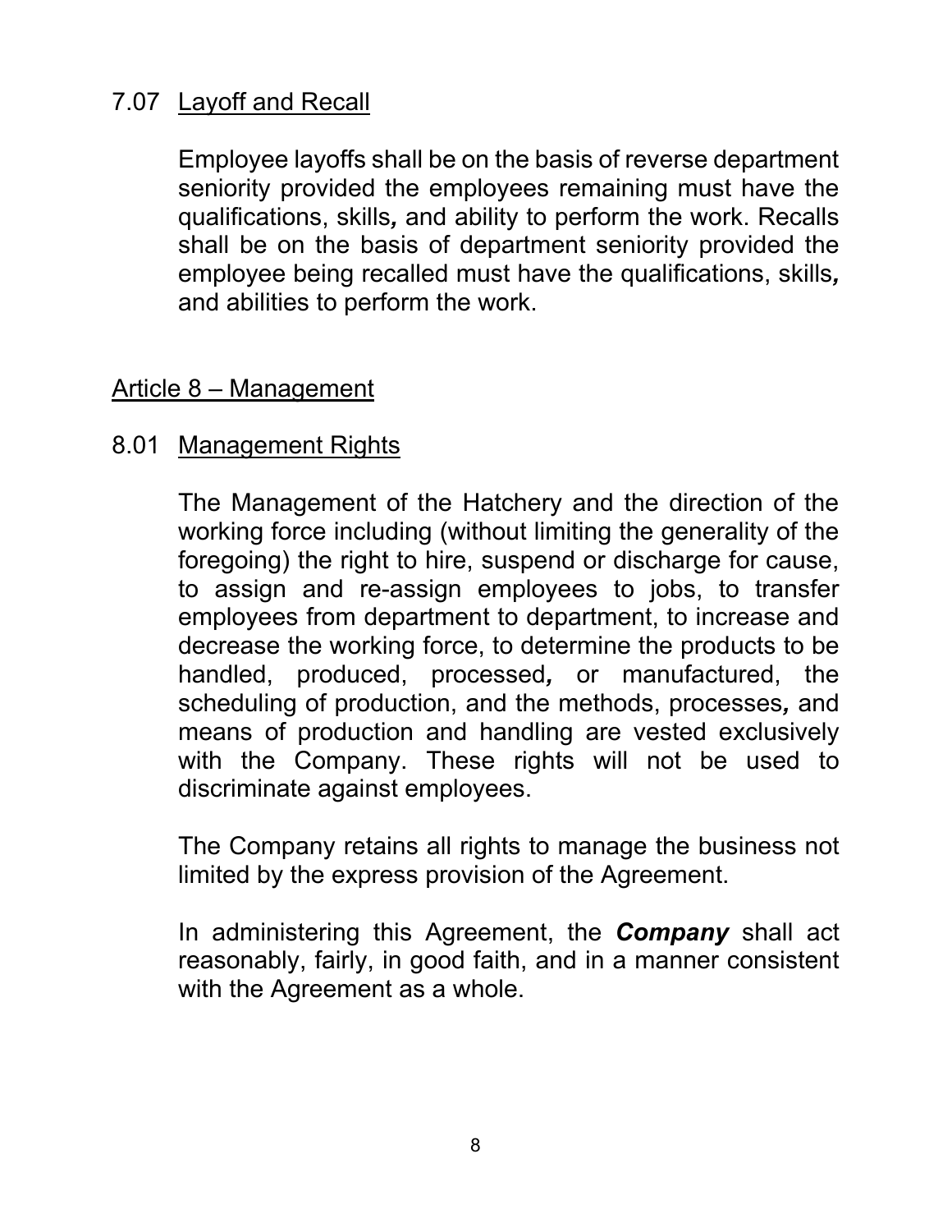### 7.07 Layoff and Recall

Employee layoffs shall be on the basis of reverse department seniority provided the employees remaining must have the qualifications, skills*,* and ability to perform the work. Recalls shall be on the basis of department seniority provided the employee being recalled must have the qualifications, skills*,* and abilities to perform the work.

## Article 8 – Management

### 8.01 Management Rights

The Management of the Hatchery and the direction of the working force including (without limiting the generality of the foregoing) the right to hire, suspend or discharge for cause, to assign and re-assign employees to jobs, to transfer employees from department to department, to increase and decrease the working force, to determine the products to be handled, produced, processed*,* or manufactured, the scheduling of production, and the methods, processes*,* and means of production and handling are vested exclusively with the Company. These rights will not be used to discriminate against employees.

The Company retains all rights to manage the business not limited by the express provision of the Agreement.

In administering this Agreement, the ***Company*** shall act reasonably, fairly, in good faith, and in a manner consistent with the Agreement as a whole.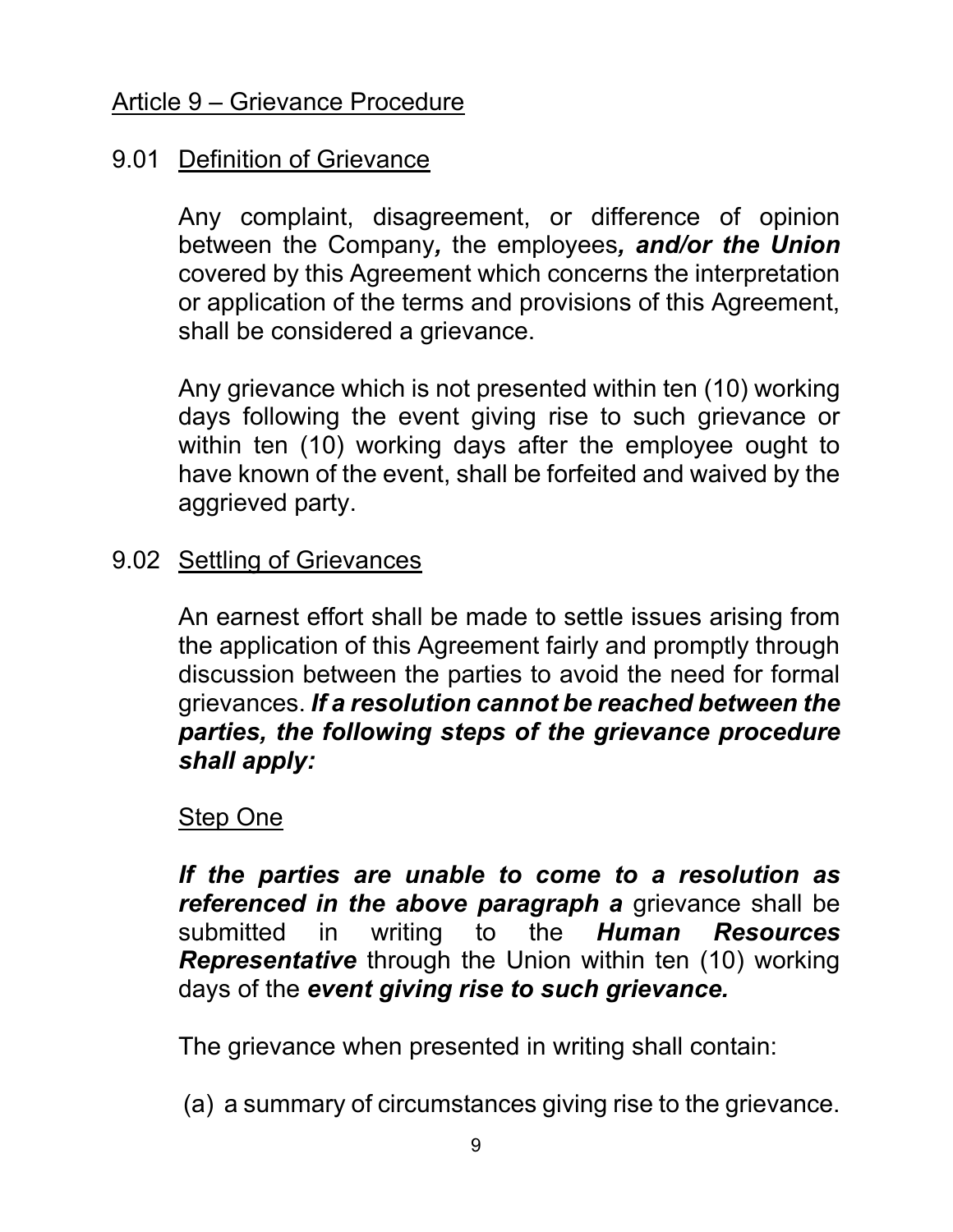## Article 9 – Grievance Procedure

### 9.01 Definition of Grievance

Any complaint, disagreement, or difference of opinion between the Company***,*** the employees***, and/or the Union*** covered by this Agreement which concerns the interpretation or application of the terms and provisions of this Agreement, shall be considered a grievance.

Any grievance which is not presented within ten (10) working days following the event giving rise to such grievance or within ten (10) working days after the employee ought to have known of the event, shall be forfeited and waived by the aggrieved party.

### 9.02 Settling of Grievances

An earnest effort shall be made to settle issues arising from the application of this Agreement fairly and promptly through discussion between the parties to avoid the need for formal grievances. ***If a resolution cannot be reached between the parties, the following steps of the grievance procedure shall apply:***

Step One

***If the parties are unable to come to a resolution as referenced in the above paragraph a*** grievance shall be submitted in writing to the ***Human Resources Representative*** through the Union within ten (10) working days of the ***event giving rise to such grievance.***

The grievance when presented in writing shall contain:

(a) a summary of circumstances giving rise to the grievance.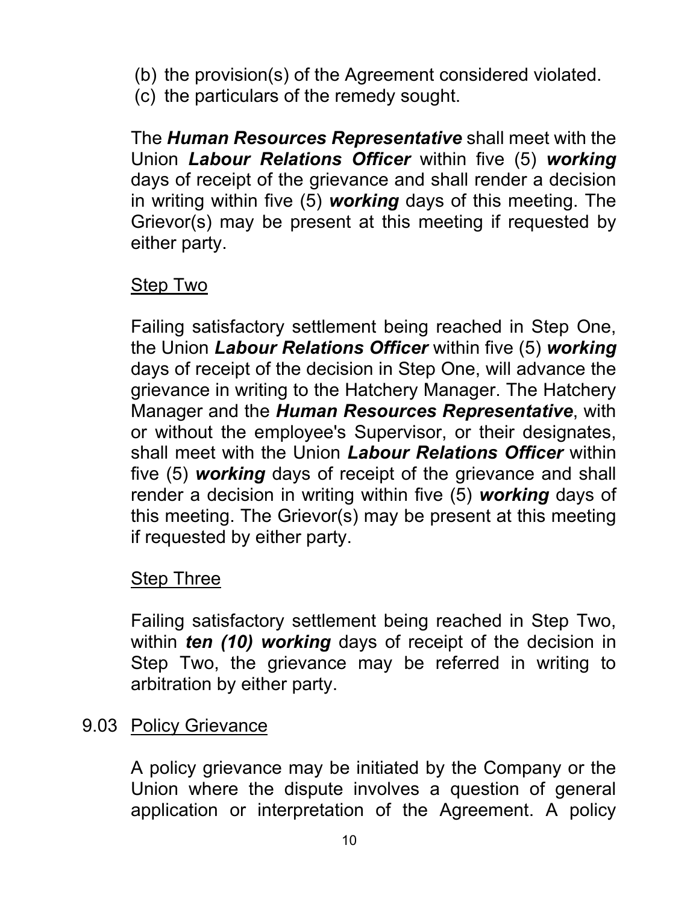(b) the provision(s) of the Agreement considered violated.
(c) the particulars of the remedy sought.

The ***Human Resources Representative*** shall meet with the Union ***Labour Relations Officer*** within five (5) ***working*** days of receipt of the grievance and shall render a decision in writing within five (5) ***working*** days of this meeting. The Grievor(s) may be present at this meeting if requested by either party.

Step Two

Failing satisfactory settlement being reached in Step One, the Union ***Labour Relations Officer*** within five (5) ***working*** days of receipt of the decision in Step One, will advance the grievance in writing to the Hatchery Manager. The Hatchery Manager and the ***Human Resources Representative***, with or without the employee's Supervisor, or their designates, shall meet with the Union ***Labour Relations Officer*** within five (5) ***working*** days of receipt of the grievance and shall render a decision in writing within five (5) ***working*** days of this meeting. The Grievor(s) may be present at this meeting if requested by either party.

Step Three

Failing satisfactory settlement being reached in Step Two, within ***ten (10) working*** days of receipt of the decision in Step Two, the grievance may be referred in writing to arbitration by either party.

9.03 Policy Grievance

A policy grievance may be initiated by the Company or the Union where the dispute involves a question of general application or interpretation of the Agreement. A policy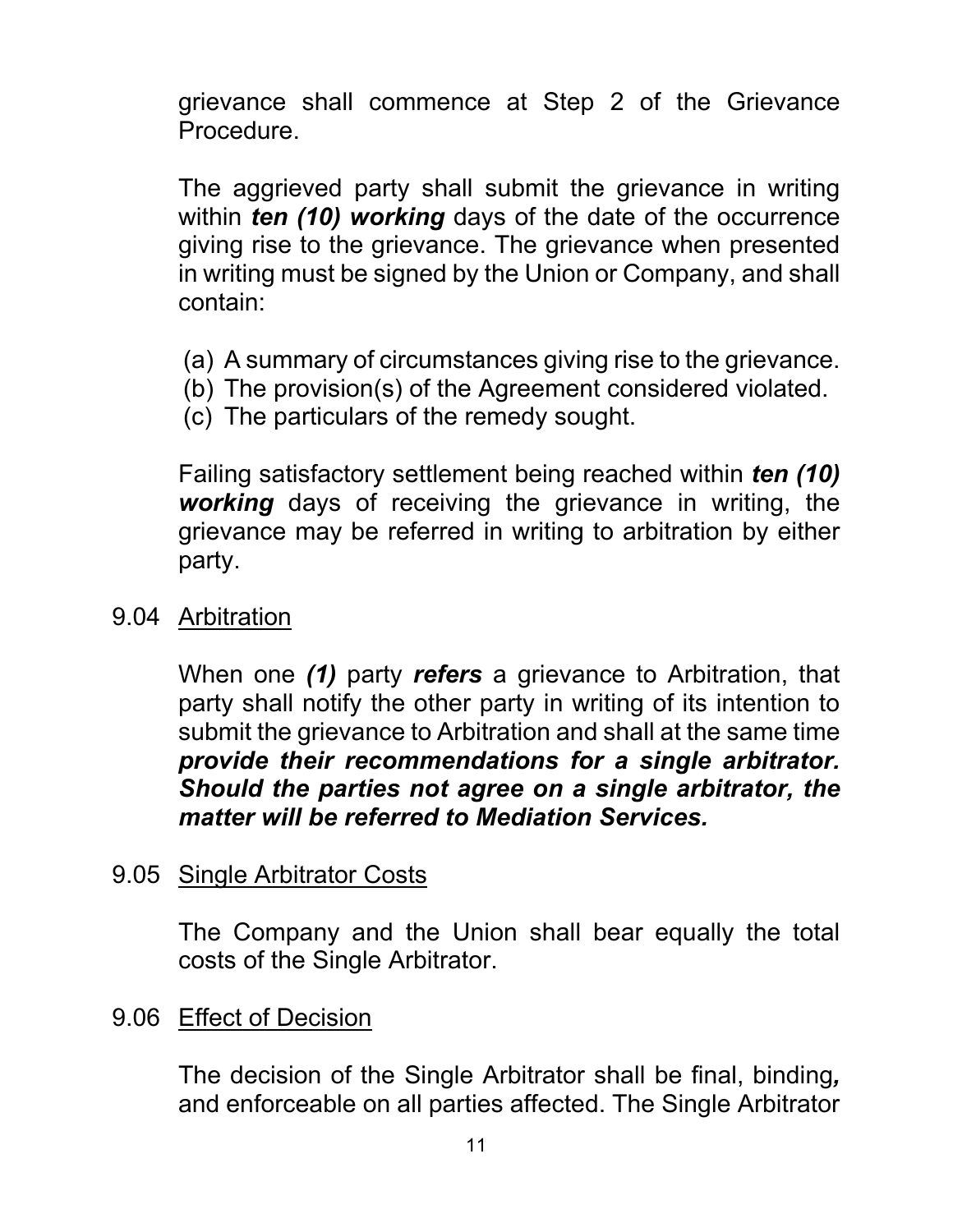grievance shall commence at Step 2 of the Grievance Procedure.

The aggrieved party shall submit the grievance in writing within ***ten (10) working*** days of the date of the occurrence giving rise to the grievance. The grievance when presented in writing must be signed by the Union or Company, and shall contain:

(a) A summary of circumstances giving rise to the grievance.
(b) The provision(s) of the Agreement considered violated.
(c) The particulars of the remedy sought.

Failing satisfactory settlement being reached within ***ten (10) working*** days of receiving the grievance in writing, the grievance may be referred in writing to arbitration by either party.

9.04 Arbitration

When one ***(1)*** party ***refers*** a grievance to Arbitration, that party shall notify the other party in writing of its intention to submit the grievance to Arbitration and shall at the same time ***provide their recommendations for a single arbitrator. Should the parties not agree on a single arbitrator, the matter will be referred to Mediation Services.***

9.05 Single Arbitrator Costs

The Company and the Union shall bear equally the total costs of the Single Arbitrator.

9.06 Effect of Decision

The decision of the Single Arbitrator shall be final, binding***,*** and enforceable on all parties affected. The Single Arbitrator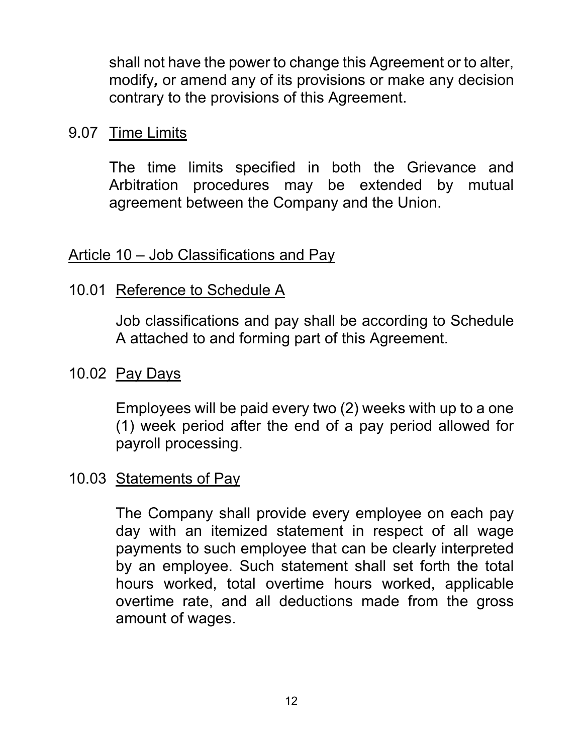shall not have the power to change this Agreement or to alter, modify, or amend any of its provisions or make any decision contrary to the provisions of this Agreement.

### 9.07 Time Limits

The time limits specified in both the Grievance and Arbitration procedures may be extended by mutual agreement between the Company and the Union.

## Article 10 – Job Classifications and Pay

### 10.01 Reference to Schedule A

Job classifications and pay shall be according to Schedule A attached to and forming part of this Agreement.

### 10.02 Pay Days

Employees will be paid every two (2) weeks with up to a one (1) week period after the end of a pay period allowed for payroll processing.

### 10.03 Statements of Pay

The Company shall provide every employee on each pay day with an itemized statement in respect of all wage payments to such employee that can be clearly interpreted by an employee. Such statement shall set forth the total hours worked, total overtime hours worked, applicable overtime rate, and all deductions made from the gross amount of wages.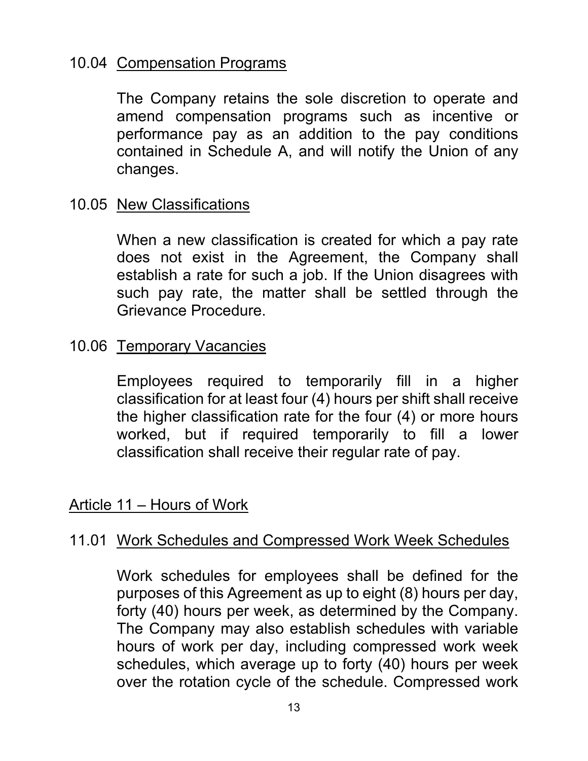10.04 Compensation Programs

The Company retains the sole discretion to operate and amend compensation programs such as incentive or performance pay as an addition to the pay conditions contained in Schedule A, and will notify the Union of any changes.

10.05 New Classifications

When a new classification is created for which a pay rate does not exist in the Agreement, the Company shall establish a rate for such a job. If the Union disagrees with such pay rate, the matter shall be settled through the Grievance Procedure.

10.06 Temporary Vacancies

Employees required to temporarily fill in a higher classification for at least four (4) hours per shift shall receive the higher classification rate for the four (4) or more hours worked, but if required temporarily to fill a lower classification shall receive their regular rate of pay.

## Article 11 – Hours of Work

11.01 Work Schedules and Compressed Work Week Schedules

Work schedules for employees shall be defined for the purposes of this Agreement as up to eight (8) hours per day, forty (40) hours per week, as determined by the Company. The Company may also establish schedules with variable hours of work per day, including compressed work week schedules, which average up to forty (40) hours per week over the rotation cycle of the schedule. Compressed work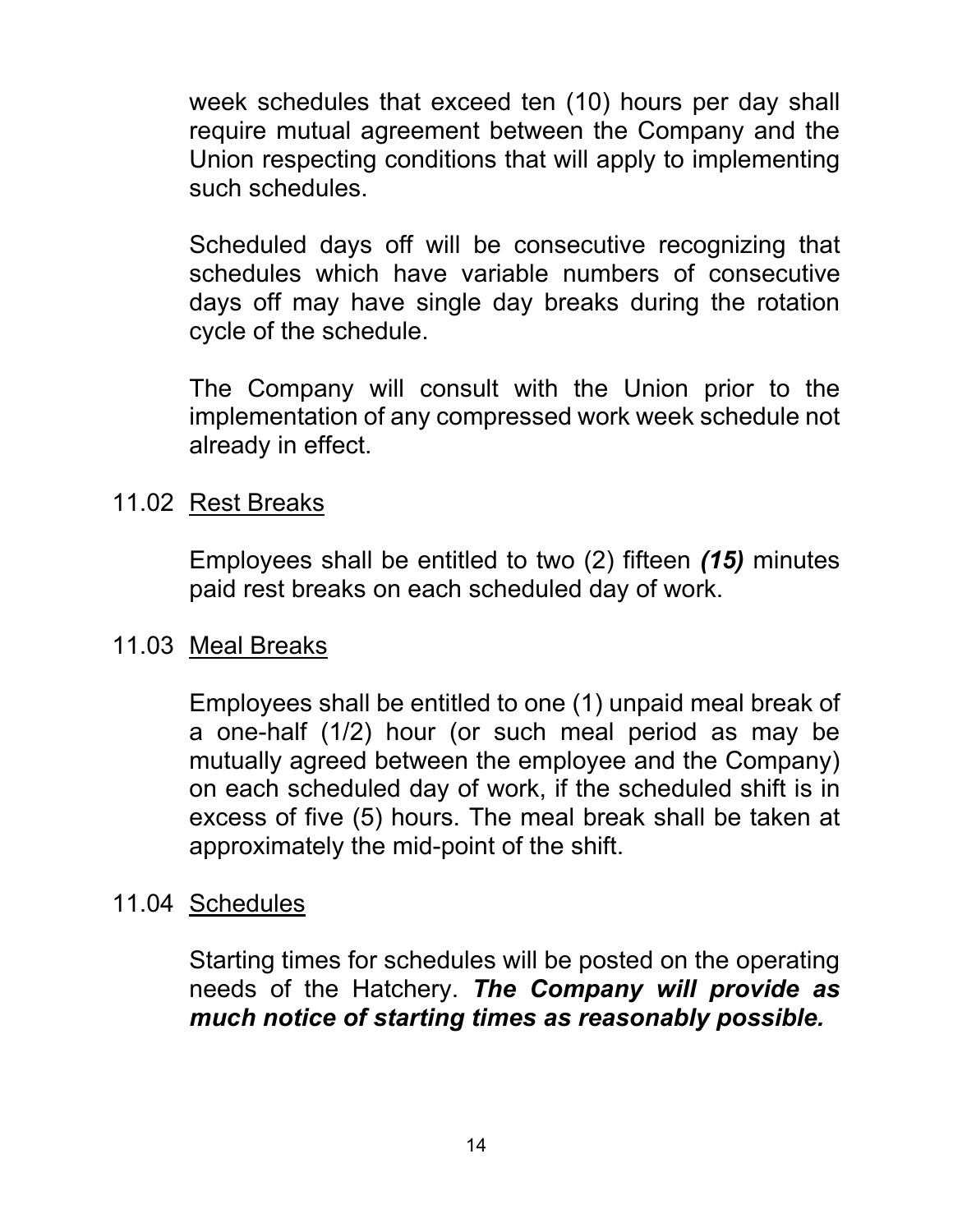week schedules that exceed ten (10) hours per day shall require mutual agreement between the Company and the Union respecting conditions that will apply to implementing such schedules.

Scheduled days off will be consecutive recognizing that schedules which have variable numbers of consecutive days off may have single day breaks during the rotation cycle of the schedule.

The Company will consult with the Union prior to the implementation of any compressed work week schedule not already in effect.

11.02 Rest Breaks

Employees shall be entitled to two (2) fifteen ***(15)*** minutes paid rest breaks on each scheduled day of work.

11.03 Meal Breaks

Employees shall be entitled to one (1) unpaid meal break of a one-half (1/2) hour (or such meal period as may be mutually agreed between the employee and the Company) on each scheduled day of work, if the scheduled shift is in excess of five (5) hours. The meal break shall be taken at approximately the mid-point of the shift.

11.04 Schedules

Starting times for schedules will be posted on the operating needs of the Hatchery. ***The Company will provide as much notice of starting times as reasonably possible.***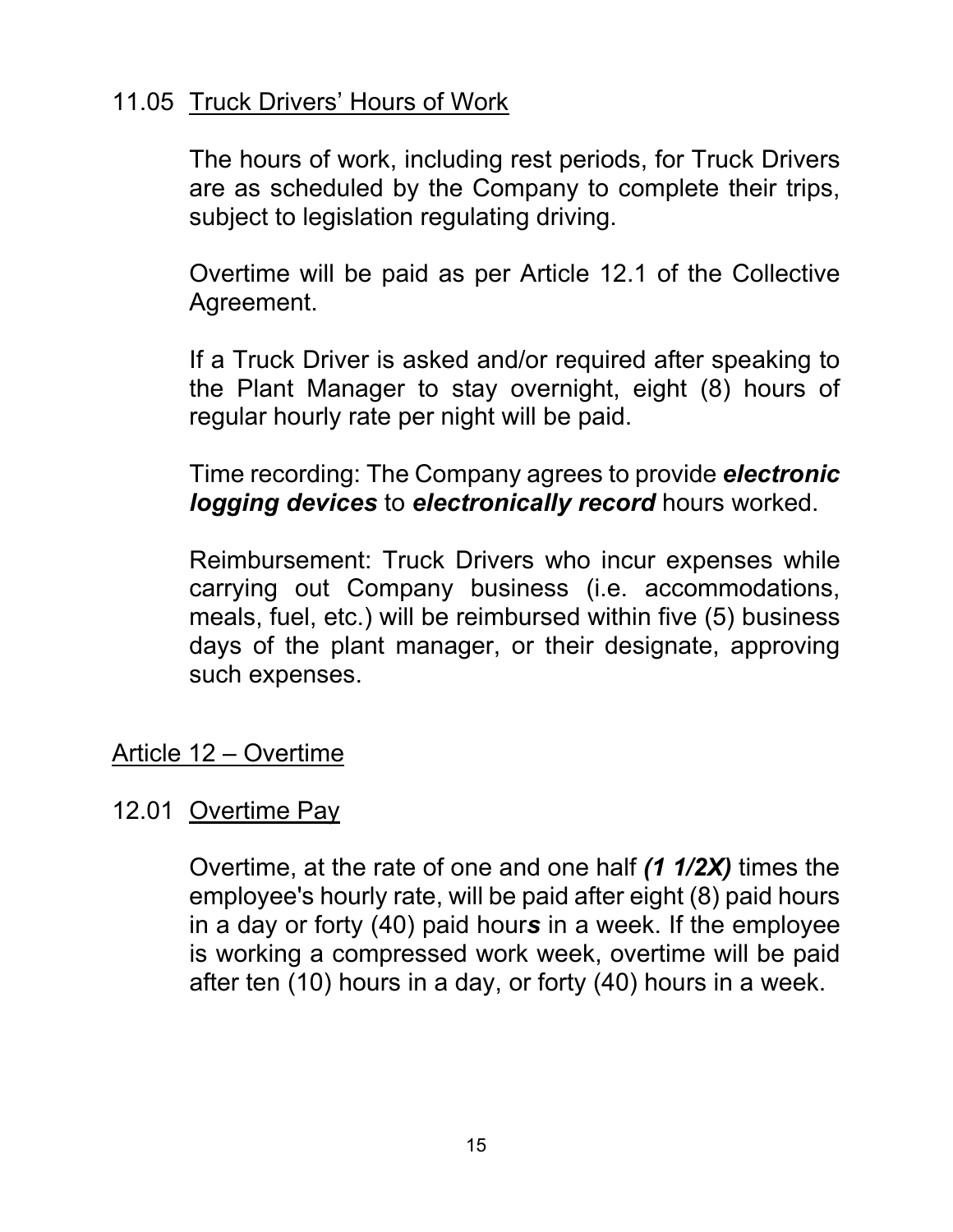### 11.05 Truck Drivers' Hours of Work

The hours of work, including rest periods, for Truck Drivers are as scheduled by the Company to complete their trips, subject to legislation regulating driving.

Overtime will be paid as per Article 12.1 of the Collective Agreement.

If a Truck Driver is asked and/or required after speaking to the Plant Manager to stay overnight, eight (8) hours of regular hourly rate per night will be paid.

Time recording: The Company agrees to provide ***electronic logging devices*** to ***electronically record*** hours worked.

Reimbursement: Truck Drivers who incur expenses while carrying out Company business (i.e. accommodations, meals, fuel, etc.) will be reimbursed within five (5) business days of the plant manager, or their designate, approving such expenses.

## Article 12 – Overtime

### 12.01 Overtime Pay

Overtime, at the rate of one and one half ***(1 1/2X)*** times the employee's hourly rate, will be paid after eight (8) paid hours in a day or forty (40) paid hour***s*** in a week. If the employee is working a compressed work week, overtime will be paid after ten (10) hours in a day, or forty (40) hours in a week.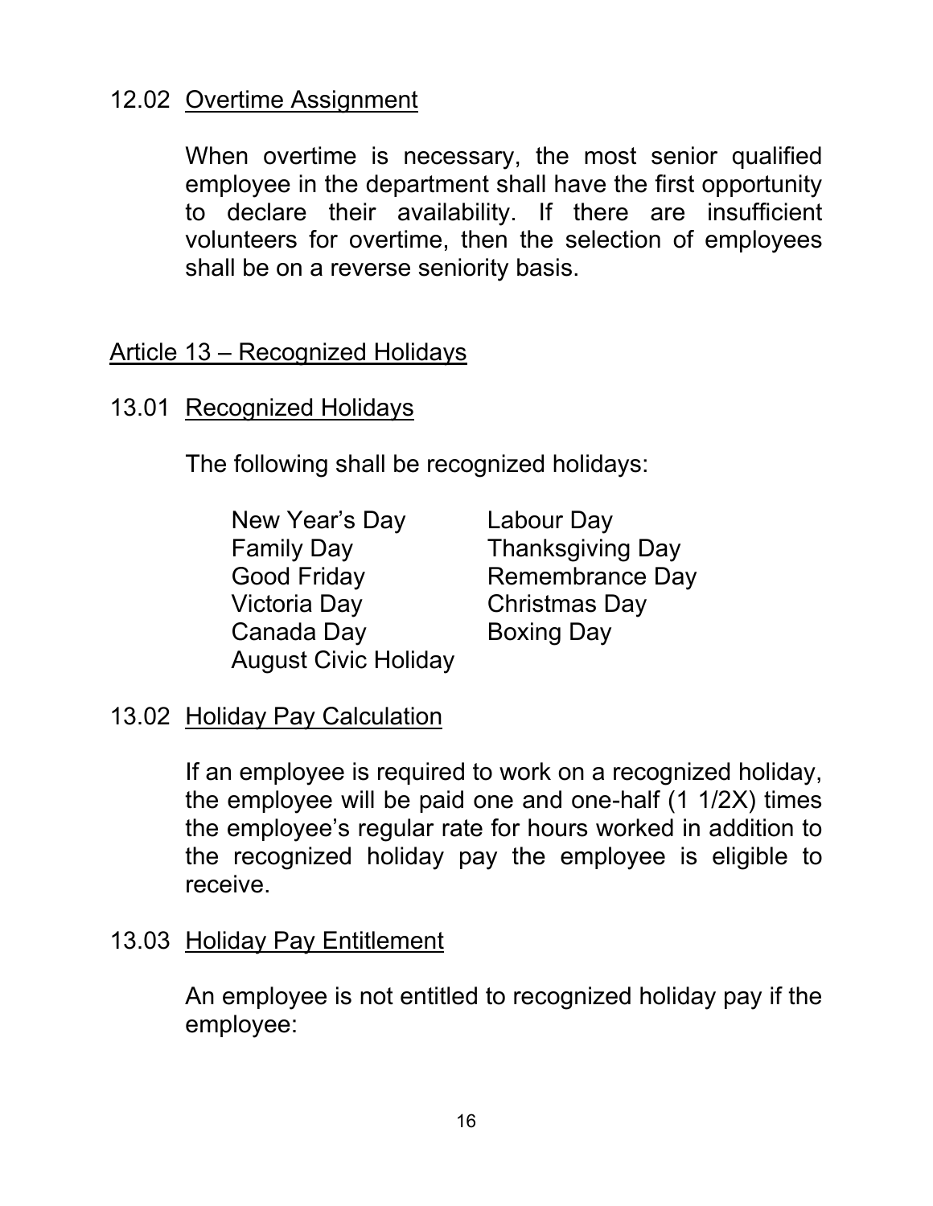### 12.02 Overtime Assignment

When overtime is necessary, the most senior qualified employee in the department shall have the first opportunity to declare their availability. If there are insufficient volunteers for overtime, then the selection of employees shall be on a reverse seniority basis.

## Article 13 – Recognized Holidays

### 13.01 Recognized Holidays

The following shall be recognized holidays:

| | |
|---|---|
| New Year's Day | Labour Day |
| Family Day | Thanksgiving Day |
| Good Friday | Remembrance Day |
| Victoria Day | Christmas Day |
| Canada Day | Boxing Day |
| August Civic Holiday | |

### 13.02 Holiday Pay Calculation

If an employee is required to work on a recognized holiday, the employee will be paid one and one-half (1 1/2X) times the employee's regular rate for hours worked in addition to the recognized holiday pay the employee is eligible to receive.

### 13.03 Holiday Pay Entitlement

An employee is not entitled to recognized holiday pay if the employee: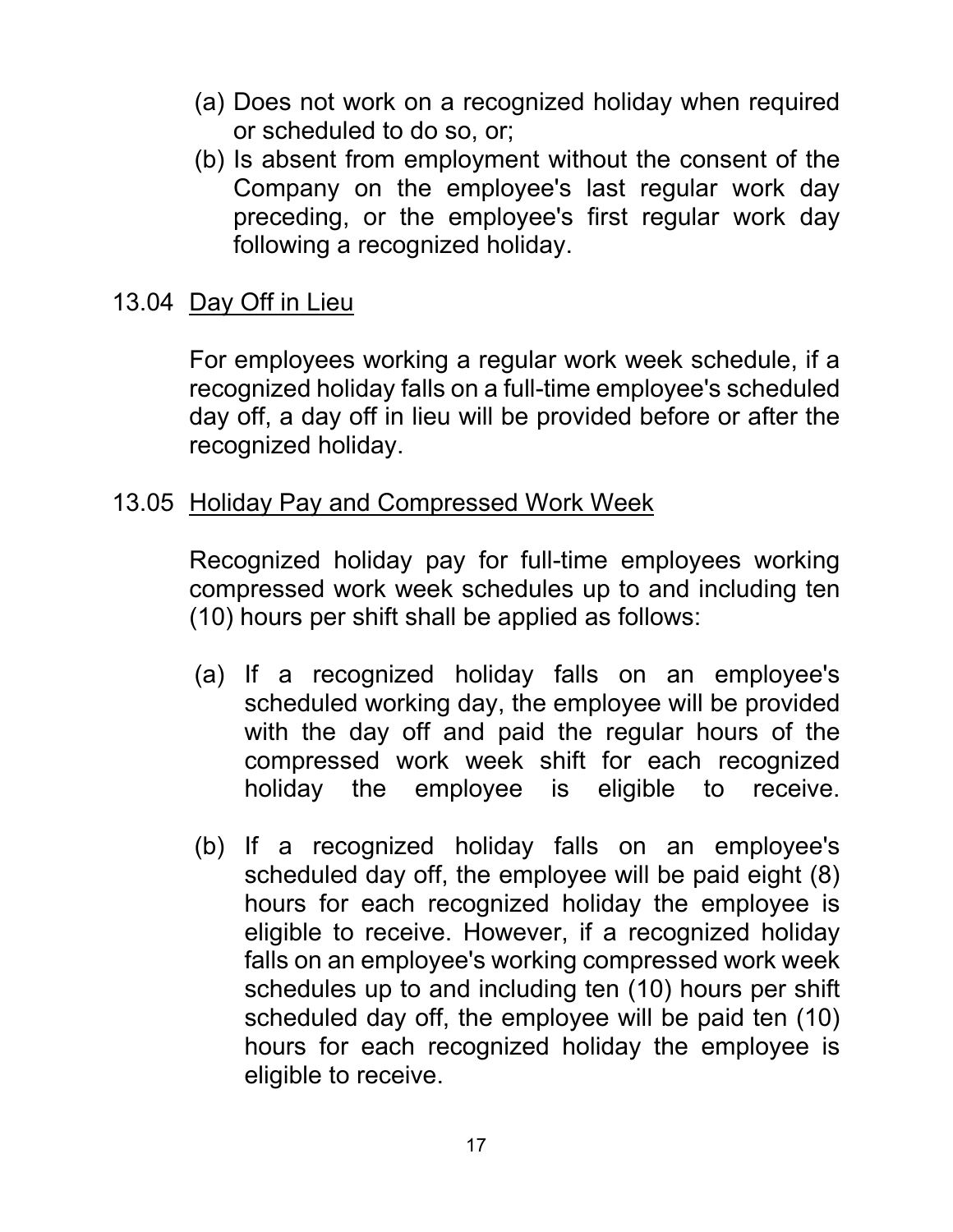(a) Does not work on a recognized holiday when required or scheduled to do so, or;

(b) Is absent from employment without the consent of the Company on the employee's last regular work day preceding, or the employee's first regular work day following a recognized holiday.

13.04 Day Off in Lieu

For employees working a regular work week schedule, if a recognized holiday falls on a full-time employee's scheduled day off, a day off in lieu will be provided before or after the recognized holiday.

13.05 Holiday Pay and Compressed Work Week

Recognized holiday pay for full-time employees working compressed work week schedules up to and including ten (10) hours per shift shall be applied as follows:

(a) If a recognized holiday falls on an employee's scheduled working day, the employee will be provided with the day off and paid the regular hours of the compressed work week shift for each recognized holiday the employee is eligible to receive.

(b) If a recognized holiday falls on an employee's scheduled day off, the employee will be paid eight (8) hours for each recognized holiday the employee is eligible to receive. However, if a recognized holiday falls on an employee's working compressed work week schedules up to and including ten (10) hours per shift scheduled day off, the employee will be paid ten (10) hours for each recognized holiday the employee is eligible to receive.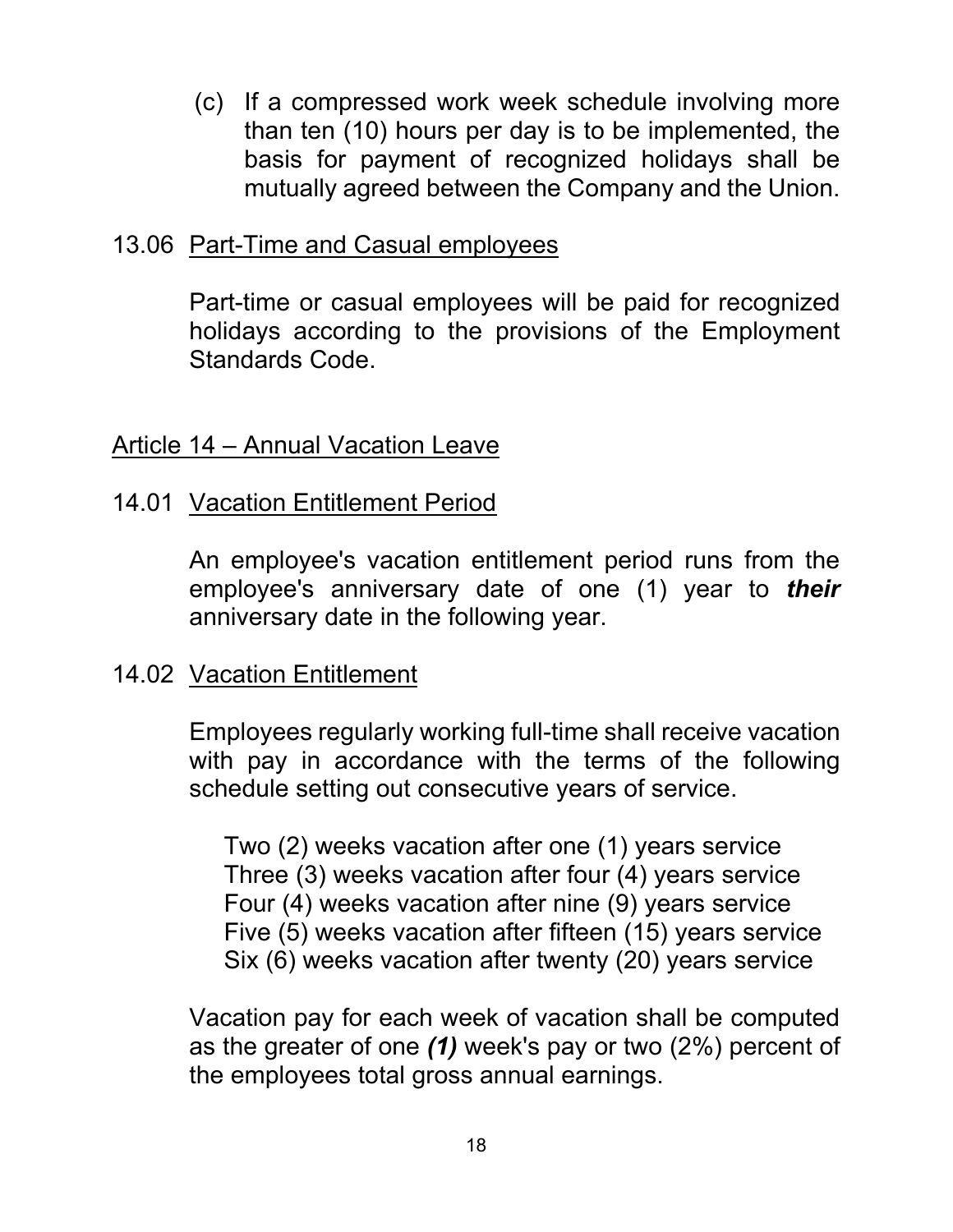(c) If a compressed work week schedule involving more than ten (10) hours per day is to be implemented, the basis for payment of recognized holidays shall be mutually agreed between the Company and the Union.

13.06 Part-Time and Casual employees

Part-time or casual employees will be paid for recognized holidays according to the provisions of the Employment Standards Code.

## Article 14 – Annual Vacation Leave

14.01 Vacation Entitlement Period

An employee's vacation entitlement period runs from the employee's anniversary date of one (1) year to ***their*** anniversary date in the following year.

14.02 Vacation Entitlement

Employees regularly working full-time shall receive vacation with pay in accordance with the terms of the following schedule setting out consecutive years of service.

Two (2) weeks vacation after one (1) years service
Three (3) weeks vacation after four (4) years service
Four (4) weeks vacation after nine (9) years service
Five (5) weeks vacation after fifteen (15) years service
Six (6) weeks vacation after twenty (20) years service

Vacation pay for each week of vacation shall be computed as the greater of one ***(1)*** week's pay or two (2%) percent of the employees total gross annual earnings.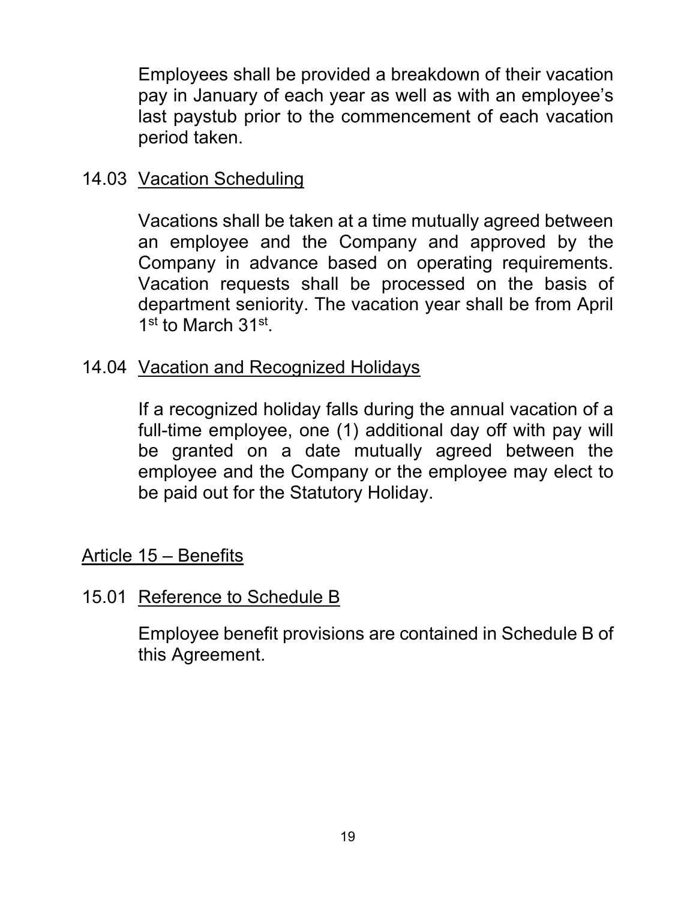Employees shall be provided a breakdown of their vacation pay in January of each year as well as with an employee's last paystub prior to the commencement of each vacation period taken.

### 14.03 Vacation Scheduling

Vacations shall be taken at a time mutually agreed between an employee and the Company and approved by the Company in advance based on operating requirements. Vacation requests shall be processed on the basis of department seniority. The vacation year shall be from April 1st to March 31st.

### 14.04 Vacation and Recognized Holidays

If a recognized holiday falls during the annual vacation of a full-time employee, one (1) additional day off with pay will be granted on a date mutually agreed between the employee and the Company or the employee may elect to be paid out for the Statutory Holiday.

## Article 15 – Benefits

### 15.01 Reference to Schedule B

Employee benefit provisions are contained in Schedule B of this Agreement.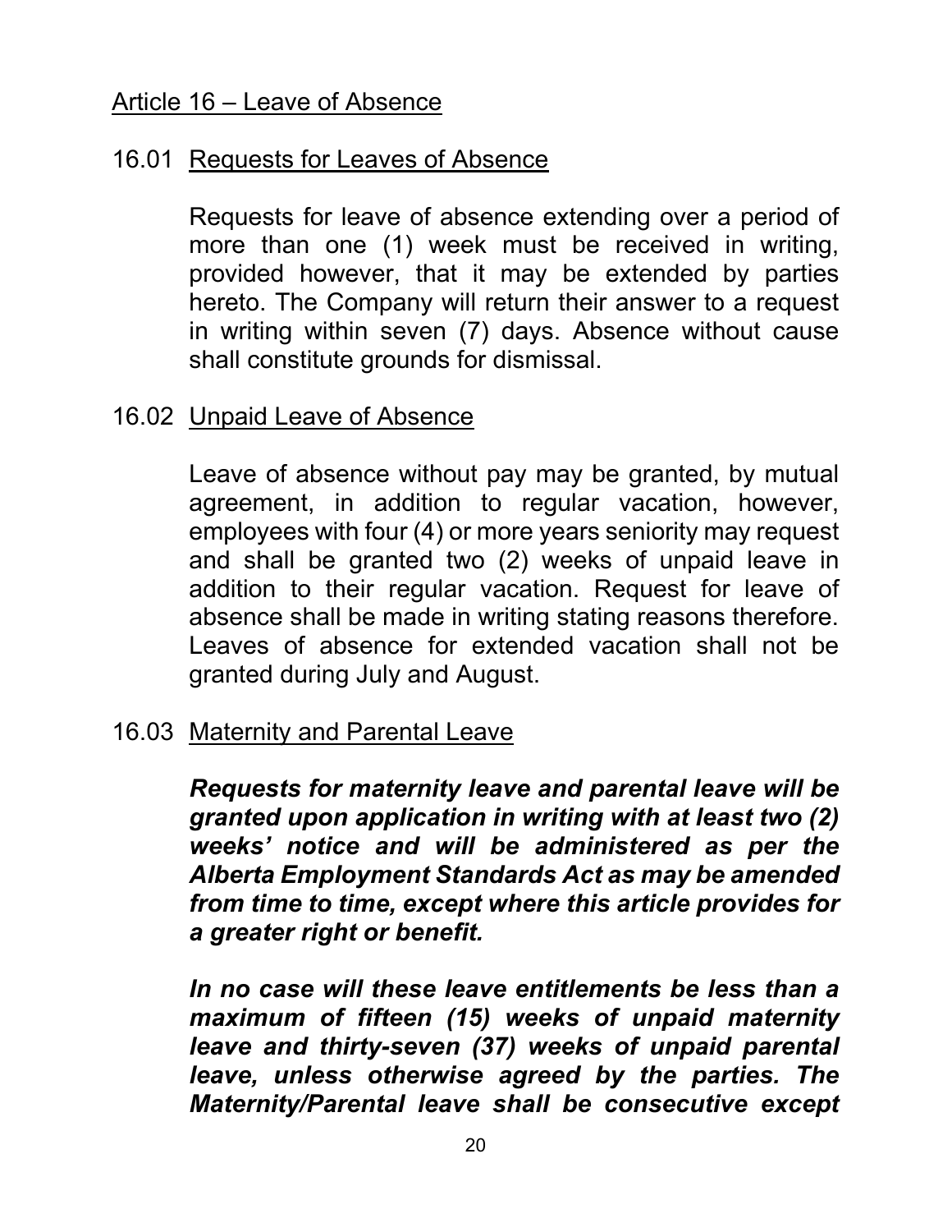## Article 16 – Leave of Absence

### 16.01 Requests for Leaves of Absence

Requests for leave of absence extending over a period of more than one (1) week must be received in writing, provided however, that it may be extended by parties hereto. The Company will return their answer to a request in writing within seven (7) days. Absence without cause shall constitute grounds for dismissal.

### 16.02 Unpaid Leave of Absence

Leave of absence without pay may be granted, by mutual agreement, in addition to regular vacation, however, employees with four (4) or more years seniority may request and shall be granted two (2) weeks of unpaid leave in addition to their regular vacation. Request for leave of absence shall be made in writing stating reasons therefore. Leaves of absence for extended vacation shall not be granted during July and August.

### 16.03 Maternity and Parental Leave

***Requests for maternity leave and parental leave will be granted upon application in writing with at least two (2) weeks' notice and will be administered as per the Alberta Employment Standards Act as may be amended from time to time, except where this article provides for a greater right or benefit.***

***In no case will these leave entitlements be less than a maximum of fifteen (15) weeks of unpaid maternity leave and thirty-seven (37) weeks of unpaid parental leave, unless otherwise agreed by the parties. The Maternity/Parental leave shall be consecutive except***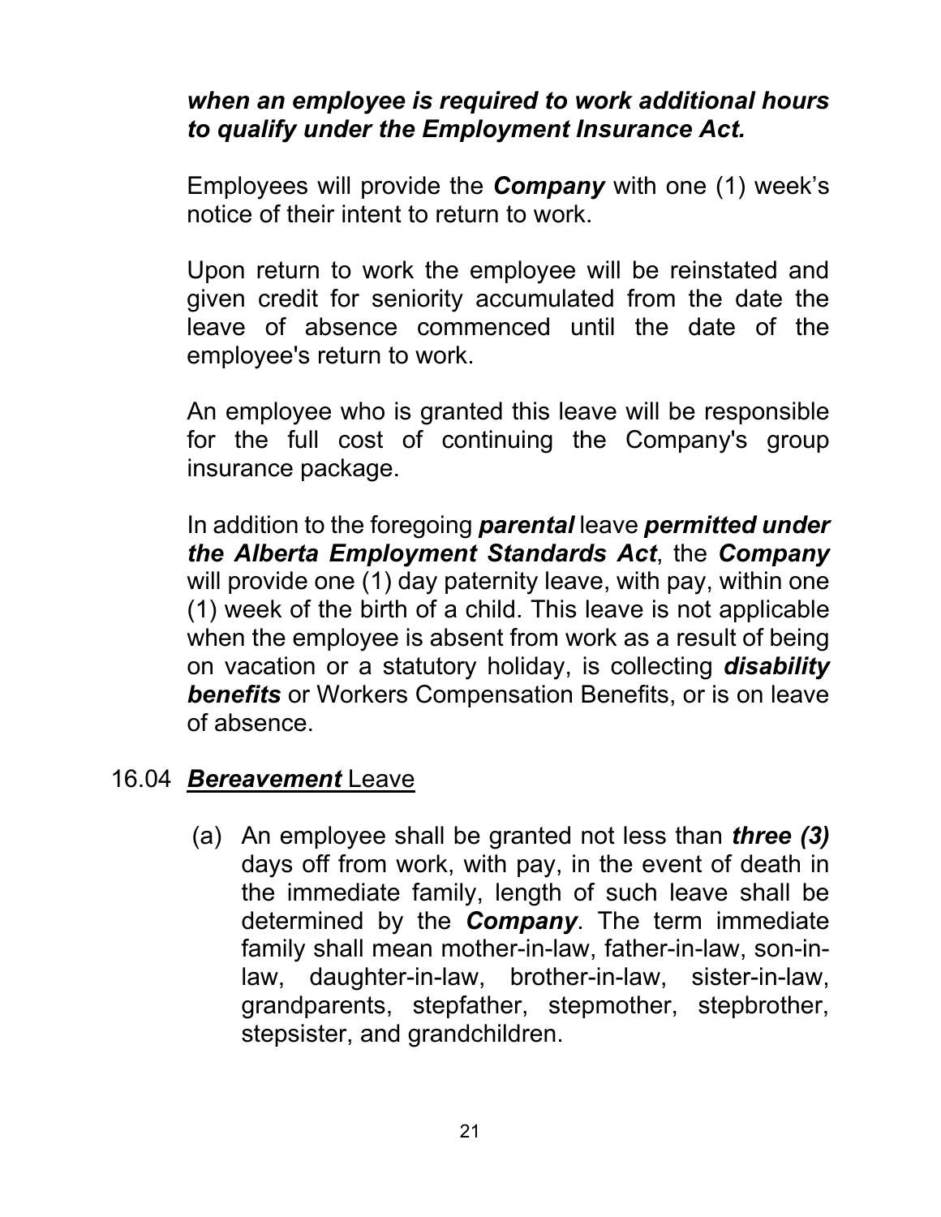***when an employee is required to work additional hours to qualify under the Employment Insurance Act.***

Employees will provide the ***Company*** with one (1) week's notice of their intent to return to work.

Upon return to work the employee will be reinstated and given credit for seniority accumulated from the date the leave of absence commenced until the date of the employee's return to work.

An employee who is granted this leave will be responsible for the full cost of continuing the Company's group insurance package.

In addition to the foregoing ***parental*** leave ***permitted under the Alberta Employment Standards Act***, the ***Company*** will provide one (1) day paternity leave, with pay, within one (1) week of the birth of a child. This leave is not applicable when the employee is absent from work as a result of being on vacation or a statutory holiday, is collecting ***disability benefits*** or Workers Compensation Benefits, or is on leave of absence.

## 16.04 ***Bereavement*** Leave

(a) An employee shall be granted not less than ***three (3)*** days off from work, with pay, in the event of death in the immediate family, length of such leave shall be determined by the ***Company***. The term immediate family shall mean mother-in-law, father-in-law, son-in-law, daughter-in-law, brother-in-law, sister-in-law, grandparents, stepfather, stepmother, stepbrother, stepsister, and grandchildren.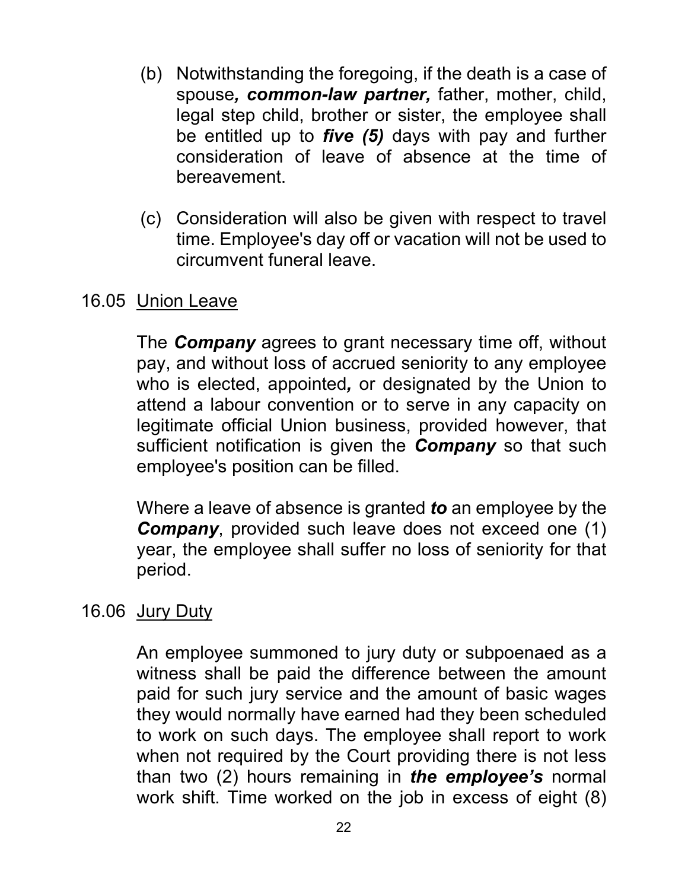(b) Notwithstanding the foregoing, if the death is a case of spouse***, common-law partner,*** father, mother, child, legal step child, brother or sister, the employee shall be entitled up to ***five (5)*** days with pay and further consideration of leave of absence at the time of bereavement.

(c) Consideration will also be given with respect to travel time. Employee's day off or vacation will not be used to circumvent funeral leave.

16.05 Union Leave

The ***Company*** agrees to grant necessary time off, without pay, and without loss of accrued seniority to any employee who is elected, appointed***,*** or designated by the Union to attend a labour convention or to serve in any capacity on legitimate official Union business, provided however, that sufficient notification is given the ***Company*** so that such employee's position can be filled.

Where a leave of absence is granted ***to*** an employee by the ***Company***, provided such leave does not exceed one (1) year, the employee shall suffer no loss of seniority for that period.

16.06 Jury Duty

An employee summoned to jury duty or subpoenaed as a witness shall be paid the difference between the amount paid for such jury service and the amount of basic wages they would normally have earned had they been scheduled to work on such days. The employee shall report to work when not required by the Court providing there is not less than two (2) hours remaining in ***the employee's*** normal work shift. Time worked on the job in excess of eight (8)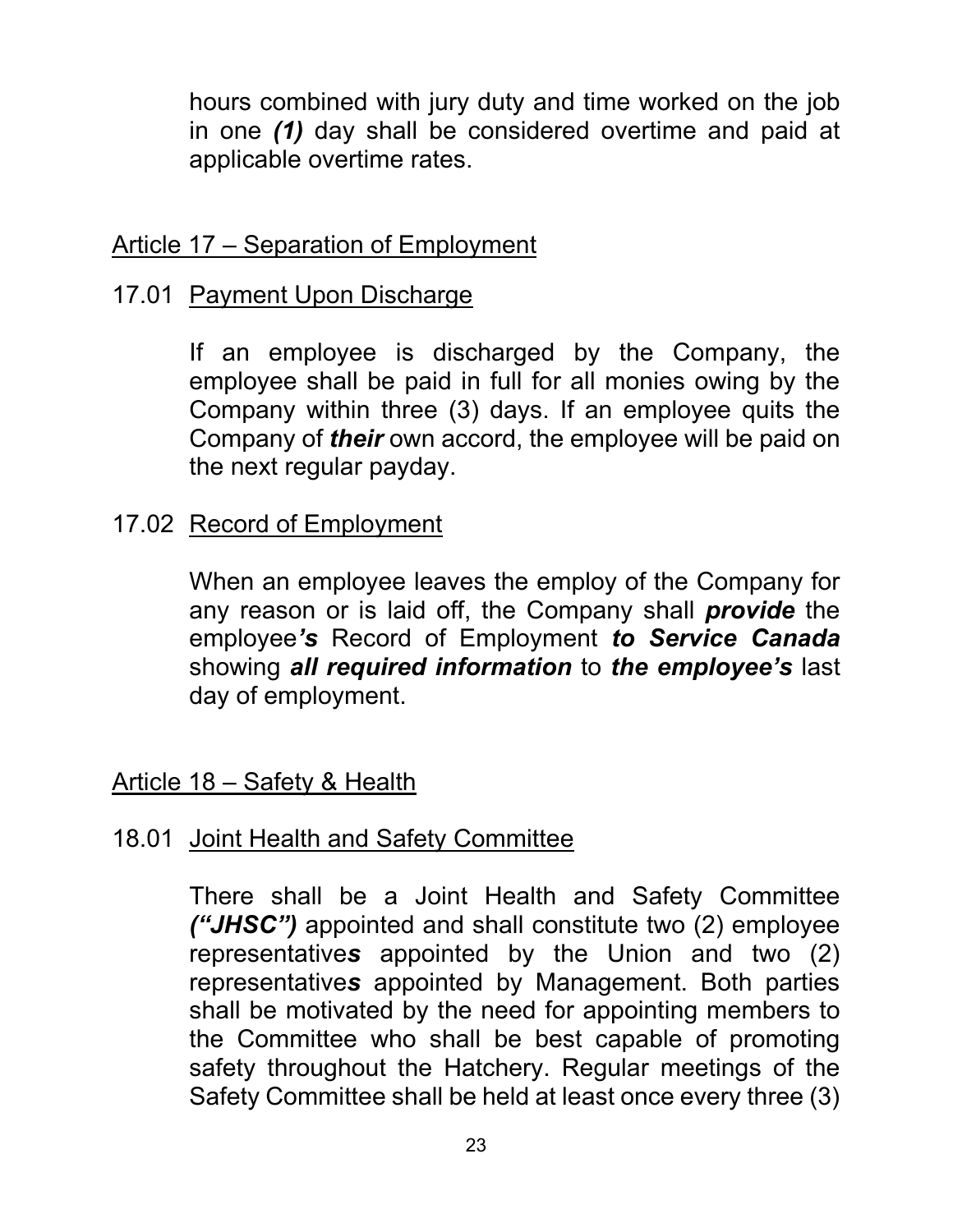hours combined with jury duty and time worked on the job in one ***(1)*** day shall be considered overtime and paid at applicable overtime rates.

## Article 17 – Separation of Employment

### 17.01 Payment Upon Discharge

If an employee is discharged by the Company, the employee shall be paid in full for all monies owing by the Company within three (3) days. If an employee quits the Company of ***their*** own accord, the employee will be paid on the next regular payday.

### 17.02 Record of Employment

When an employee leaves the employ of the Company for any reason or is laid off, the Company shall ***provide*** the employee***'s*** Record of Employment ***to Service Canada*** showing ***all required information*** to ***the employee's*** last day of employment.

## Article 18 – Safety & Health

### 18.01 Joint Health and Safety Committee

There shall be a Joint Health and Safety Committee ***("JHSC")*** appointed and shall constitute two (2) employee representative***s*** appointed by the Union and two (2) representative***s*** appointed by Management. Both parties shall be motivated by the need for appointing members to the Committee who shall be best capable of promoting safety throughout the Hatchery. Regular meetings of the Safety Committee shall be held at least once every three (3)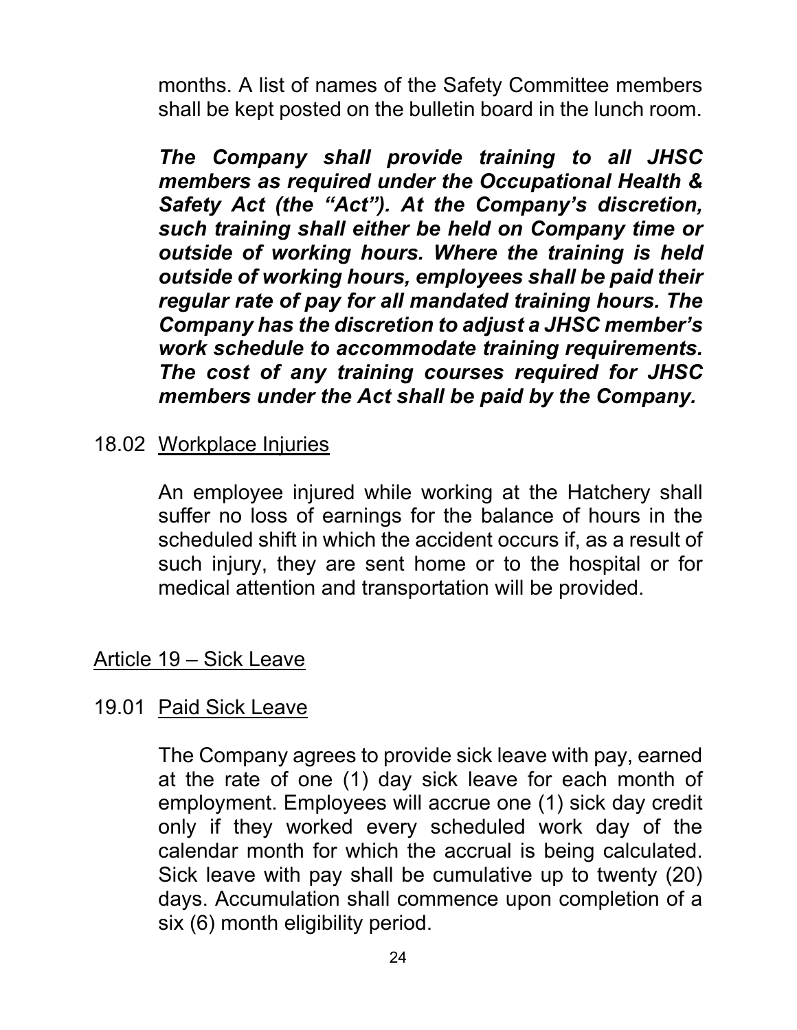months. A list of names of the Safety Committee members shall be kept posted on the bulletin board in the lunch room.

***The Company shall provide training to all JHSC members as required under the Occupational Health & Safety Act (the "Act"). At the Company's discretion, such training shall either be held on Company time or outside of working hours. Where the training is held outside of working hours, employees shall be paid their regular rate of pay for all mandated training hours. The Company has the discretion to adjust a JHSC member's work schedule to accommodate training requirements. The cost of any training courses required for JHSC members under the Act shall be paid by the Company.***

### 18.02 Workplace Injuries

An employee injured while working at the Hatchery shall suffer no loss of earnings for the balance of hours in the scheduled shift in which the accident occurs if, as a result of such injury, they are sent home or to the hospital or for medical attention and transportation will be provided.

## Article 19 – Sick Leave

### 19.01 Paid Sick Leave

The Company agrees to provide sick leave with pay, earned at the rate of one (1) day sick leave for each month of employment. Employees will accrue one (1) sick day credit only if they worked every scheduled work day of the calendar month for which the accrual is being calculated. Sick leave with pay shall be cumulative up to twenty (20) days. Accumulation shall commence upon completion of a six (6) month eligibility period.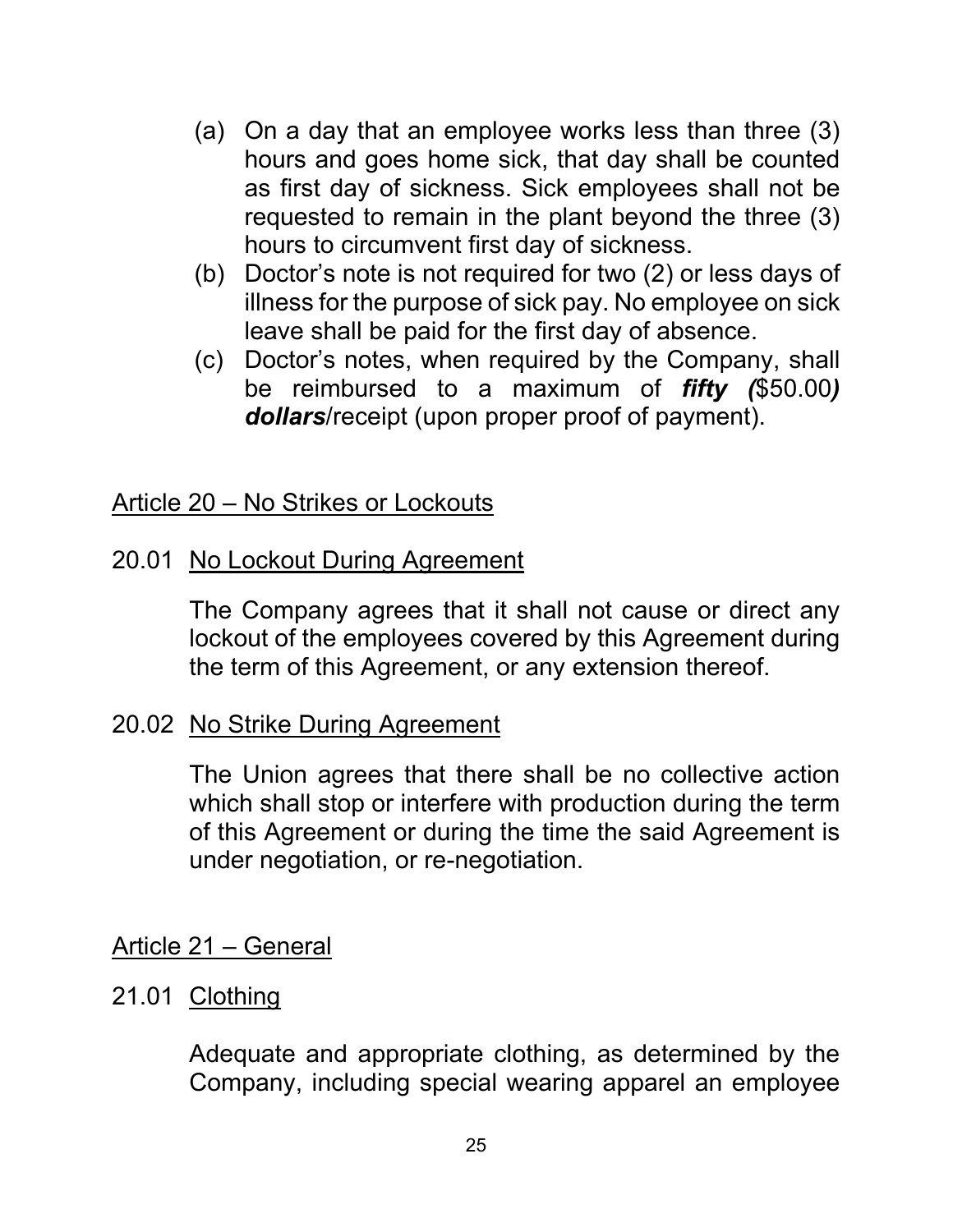(a) On a day that an employee works less than three (3) hours and goes home sick, that day shall be counted as first day of sickness. Sick employees shall not be requested to remain in the plant beyond the three (3) hours to circumvent first day of sickness.

(b) Doctor's note is not required for two (2) or less days of illness for the purpose of sick pay. No employee on sick leave shall be paid for the first day of absence.

(c) Doctor's notes, when required by the Company, shall be reimbursed to a maximum of ***fifty (***$50.00***) dollars***/receipt (upon proper proof of payment).

## Article 20 – No Strikes or Lockouts

### 20.01 No Lockout During Agreement

The Company agrees that it shall not cause or direct any lockout of the employees covered by this Agreement during the term of this Agreement, or any extension thereof.

### 20.02 No Strike During Agreement

The Union agrees that there shall be no collective action which shall stop or interfere with production during the term of this Agreement or during the time the said Agreement is under negotiation, or re-negotiation.

## Article 21 – General

### 21.01 Clothing

Adequate and appropriate clothing, as determined by the Company, including special wearing apparel an employee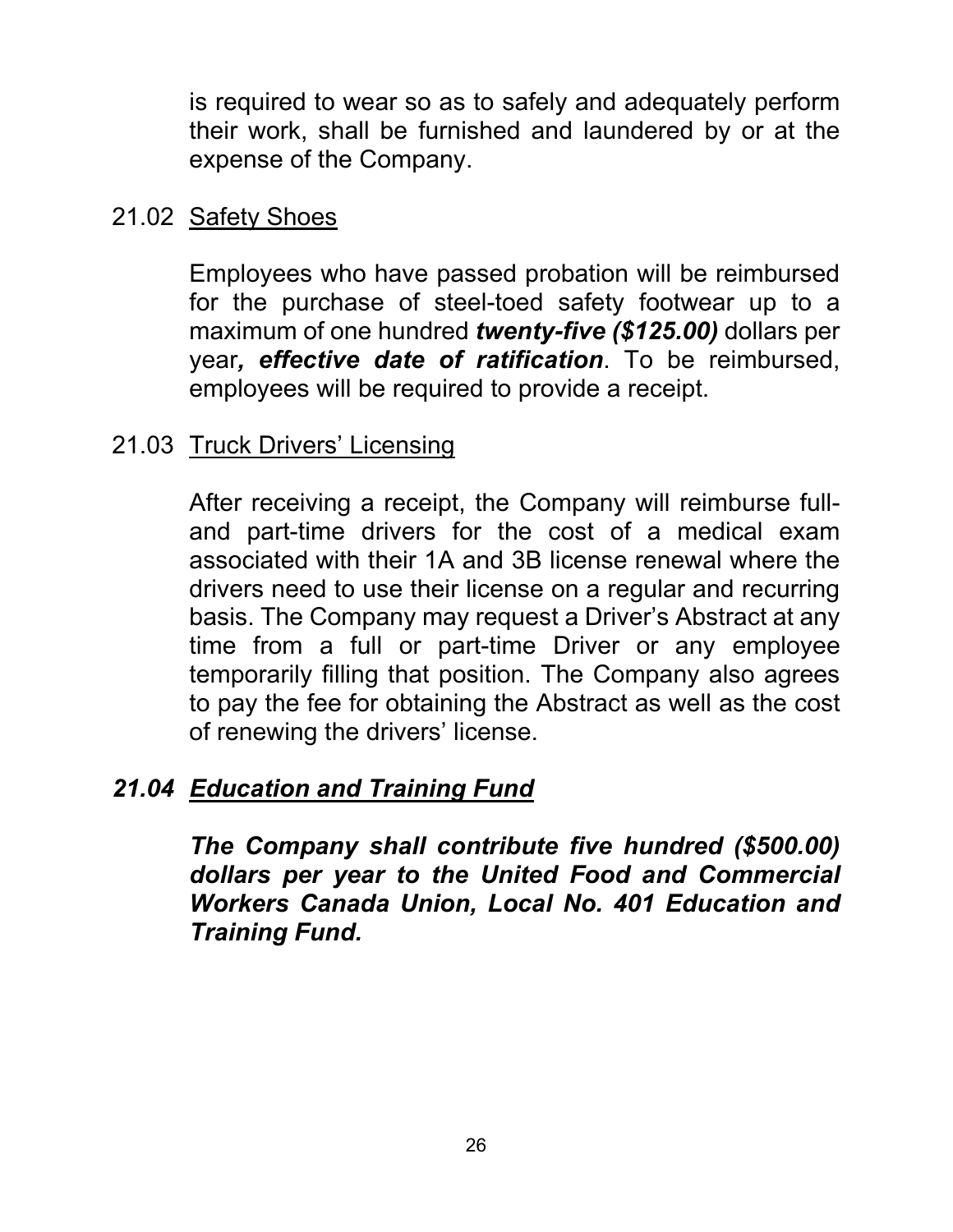is required to wear so as to safely and adequately perform their work, shall be furnished and laundered by or at the expense of the Company.

21.02 Safety Shoes

Employees who have passed probation will be reimbursed for the purchase of steel-toed safety footwear up to a maximum of one hundred ***twenty-five ($125.00)*** dollars per year***, effective date of ratification***. To be reimbursed, employees will be required to provide a receipt.

21.03 Truck Drivers' Licensing

After receiving a receipt, the Company will reimburse full- and part-time drivers for the cost of a medical exam associated with their 1A and 3B license renewal where the drivers need to use their license on a regular and recurring basis. The Company may request a Driver's Abstract at any time from a full or part-time Driver or any employee temporarily filling that position. The Company also agrees to pay the fee for obtaining the Abstract as well as the cost of renewing the drivers' license.

***21.04 Education and Training Fund***

***The Company shall contribute five hundred ($500.00) dollars per year to the United Food and Commercial Workers Canada Union, Local No. 401 Education and Training Fund.***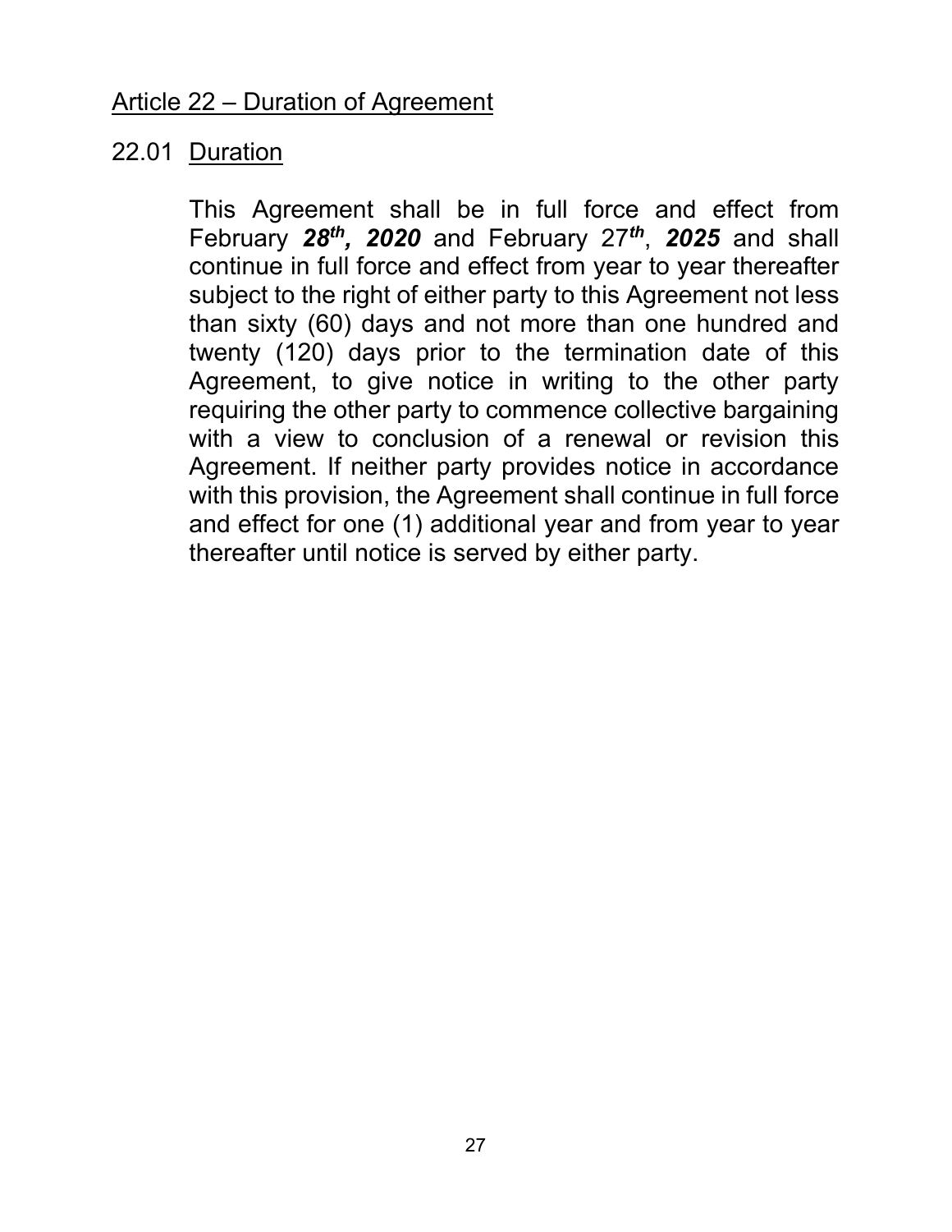## Article 22 – Duration of Agreement

### 22.01 Duration

This Agreement shall be in full force and effect from February ***28th, 2020*** and February 27***th***, ***2025*** and shall continue in full force and effect from year to year thereafter subject to the right of either party to this Agreement not less than sixty (60) days and not more than one hundred and twenty (120) days prior to the termination date of this Agreement, to give notice in writing to the other party requiring the other party to commence collective bargaining with a view to conclusion of a renewal or revision this Agreement. If neither party provides notice in accordance with this provision, the Agreement shall continue in full force and effect for one (1) additional year and from year to year thereafter until notice is served by either party.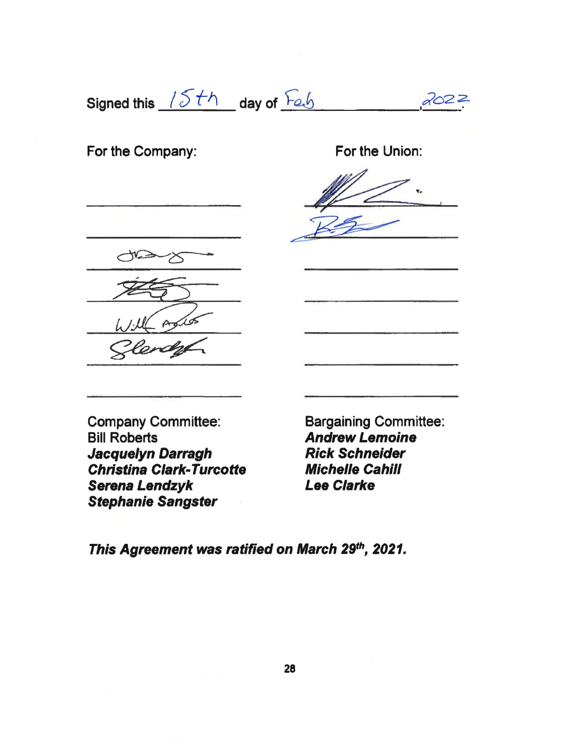Signed this 15th day of Feb, 2022.

For the Company:

For the Union:

Company Committee:
Bill Roberts
***Jacquelyn Darragh***
***Christina Clark-Turcotte***
***Serena Lendzyk***
***Stephanie Sangster***

Bargaining Committee:
***Andrew Lemoine***
***Rick Schneider***
***Michelle Cahill***
***Lee Clarke***

***This Agreement was ratified on March 29th, 2021.***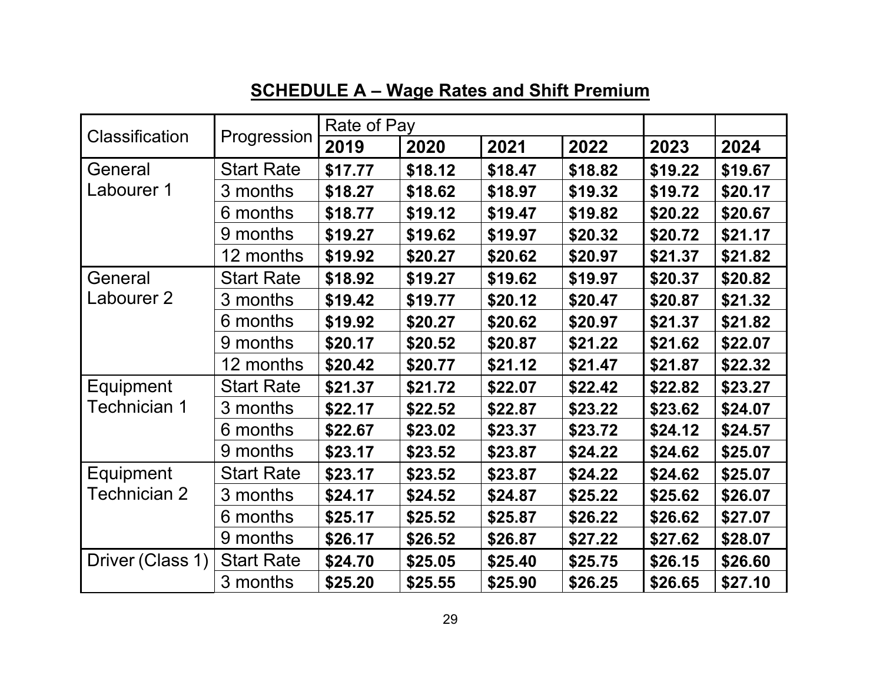## SCHEDULE A – Wage Rates and Shift Premium

| Classification | Progression | Rate of Pay | | | | | |
|---|---|---|---|---|---|---|---|
| | | **2019** | **2020** | **2021** | **2022** | **2023** | **2024** |
| General Labourer 1 | Start Rate | **$17.77** | **$18.12** | **$18.47** | **$18.82** | **$19.22** | **$19.67** |
| | 3 months | **$18.27** | **$18.62** | **$18.97** | **$19.32** | **$19.72** | **$20.17** |
| | 6 months | **$18.77** | **$19.12** | **$19.47** | **$19.82** | **$20.22** | **$20.67** |
| | 9 months | **$19.27** | **$19.62** | **$19.97** | **$20.32** | **$20.72** | **$21.17** |
| | 12 months | **$19.92** | **$20.27** | **$20.62** | **$20.97** | **$21.37** | **$21.82** |
| General Labourer 2 | Start Rate | **$18.92** | **$19.27** | **$19.62** | **$19.97** | **$20.37** | **$20.82** |
| | 3 months | **$19.42** | **$19.77** | **$20.12** | **$20.47** | **$20.87** | **$21.32** |
| | 6 months | **$19.92** | **$20.27** | **$20.62** | **$20.97** | **$21.37** | **$21.82** |
| | 9 months | **$20.17** | **$20.52** | **$20.87** | **$21.22** | **$21.62** | **$22.07** |
| | 12 months | **$20.42** | **$20.77** | **$21.12** | **$21.47** | **$21.87** | **$22.32** |
| Equipment Technician 1 | Start Rate | **$21.37** | **$21.72** | **$22.07** | **$22.42** | **$22.82** | **$23.27** |
| | 3 months | **$22.17** | **$22.52** | **$22.87** | **$23.22** | **$23.62** | **$24.07** |
| | 6 months | **$22.67** | **$23.02** | **$23.37** | **$23.72** | **$24.12** | **$24.57** |
| | 9 months | **$23.17** | **$23.52** | **$23.87** | **$24.22** | **$24.62** | **$25.07** |
| Equipment Technician 2 | Start Rate | **$23.17** | **$23.52** | **$23.87** | **$24.22** | **$24.62** | **$25.07** |
| | 3 months | **$24.17** | **$24.52** | **$24.87** | **$25.22** | **$25.62** | **$26.07** |
| | 6 months | **$25.17** | **$25.52** | **$25.87** | **$26.22** | **$26.62** | **$27.07** |
| | 9 months | **$26.17** | **$26.52** | **$26.87** | **$27.22** | **$27.62** | **$28.07** |
| Driver (Class 1) | Start Rate | **$24.70** | **$25.05** | **$25.40** | **$25.75** | **$26.15** | **$26.60** |
| | 3 months | **$25.20** | **$25.55** | **$25.90** | **$26.25** | **$26.65** | **$27.10** |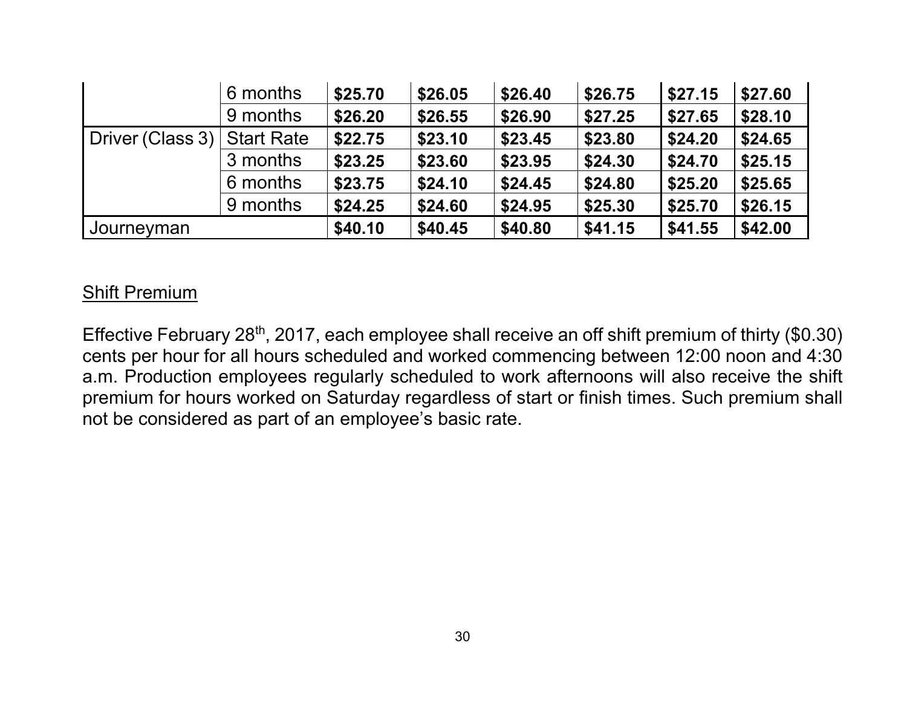| | | | | | | | |
|---|---|---|---|---|---|---|---|
| | 6 months | **$25.70** | **$26.05** | **$26.40** | **$26.75** | **$27.15** | **$27.60** |
| | 9 months | **$26.20** | **$26.55** | **$26.90** | **$27.25** | **$27.65** | **$28.10** |
| Driver (Class 3) | Start Rate | **$22.75** | **$23.10** | **$23.45** | **$23.80** | **$24.20** | **$24.65** |
| | 3 months | **$23.25** | **$23.60** | **$23.95** | **$24.30** | **$24.70** | **$25.15** |
| | 6 months | **$23.75** | **$24.10** | **$24.45** | **$24.80** | **$25.20** | **$25.65** |
| | 9 months | **$24.25** | **$24.60** | **$24.95** | **$25.30** | **$25.70** | **$26.15** |
| Journeyman | | **$40.10** | **$40.45** | **$40.80** | **$41.15** | **$41.55** | **$42.00** |

Shift Premium

Effective February 28th, 2017, each employee shall receive an off shift premium of thirty ($0.30) cents per hour for all hours scheduled and worked commencing between 12:00 noon and 4:30 a.m. Production employees regularly scheduled to work afternoons will also receive the shift premium for hours worked on Saturday regardless of start or finish times. Such premium shall not be considered as part of an employee's basic rate.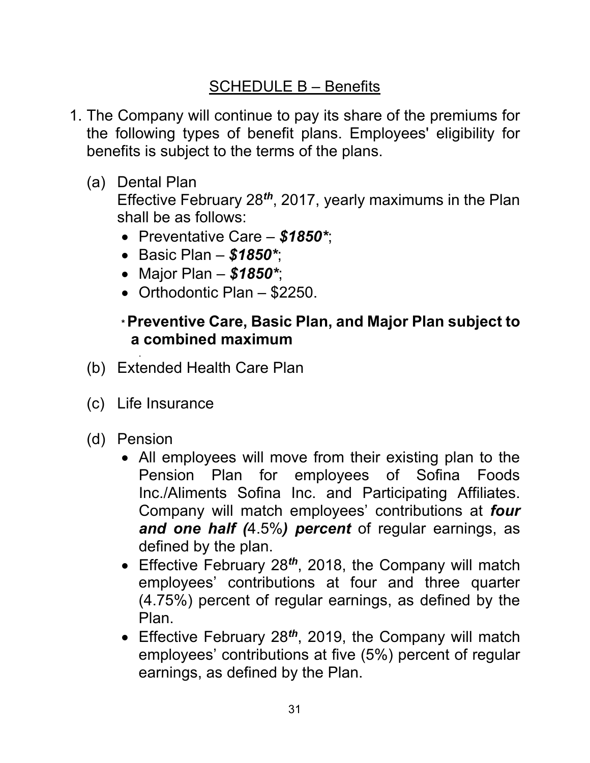## SCHEDULE B – Benefits

1. The Company will continue to pay its share of the premiums for the following types of benefit plans. Employees' eligibility for benefits is subject to the terms of the plans.

   (a) Dental Plan
   Effective February 28***th***, 2017, yearly maximums in the Plan shall be as follows:
   - Preventative Care – ***$1850****;
   - Basic Plan – ***$1850****;
   - Major Plan – ***$1850****;
   - Orthodontic Plan – $2250.

   \* **Preventive Care, Basic Plan, and Major Plan subject to a combined maximum**

   (b) Extended Health Care Plan

   (c) Life Insurance

   (d) Pension
   - All employees will move from their existing plan to the Pension Plan for employees of Sofina Foods Inc./Aliments Sofina Inc. and Participating Affiliates. Company will match employees' contributions at ***four and one half (***4.5%***) percent*** of regular earnings, as defined by the plan.
   - Effective February 28***th***, 2018, the Company will match employees' contributions at four and three quarter (4.75%) percent of regular earnings, as defined by the Plan.
   - Effective February 28***th***, 2019, the Company will match employees' contributions at five (5%) percent of regular earnings, as defined by the Plan.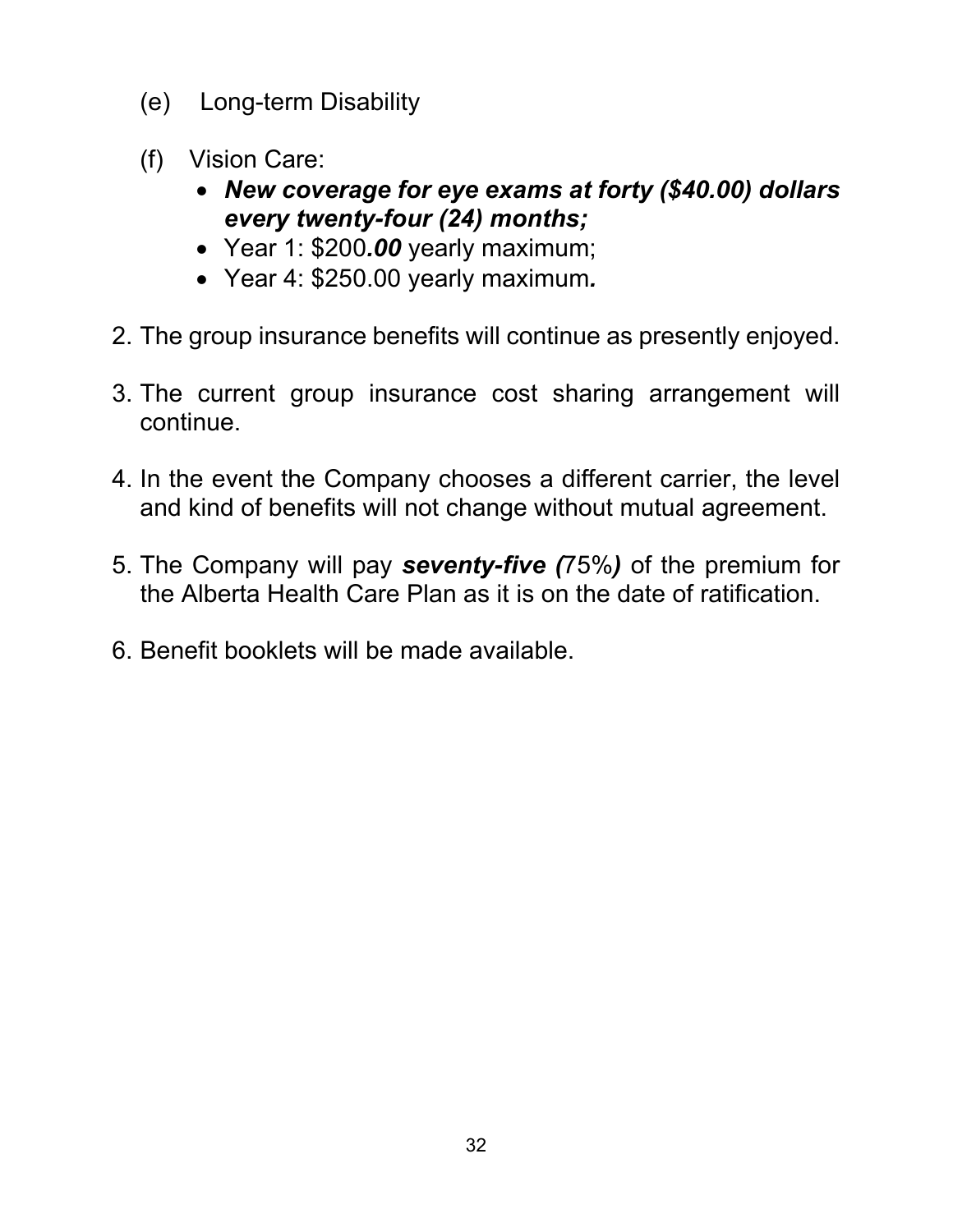(e) Long-term Disability

(f) Vision Care:
- ***New coverage for eye exams at forty ($40.00) dollars every twenty-four (24) months;***
- Year 1: $200***.00*** yearly maximum;
- Year 4: $250.00 yearly maximum***.***

2. The group insurance benefits will continue as presently enjoyed.

3. The current group insurance cost sharing arrangement will continue.

4. In the event the Company chooses a different carrier, the level and kind of benefits will not change without mutual agreement.

5. The Company will pay ***seventy-five (***75%***)*** of the premium for the Alberta Health Care Plan as it is on the date of ratification.

6. Benefit booklets will be made available.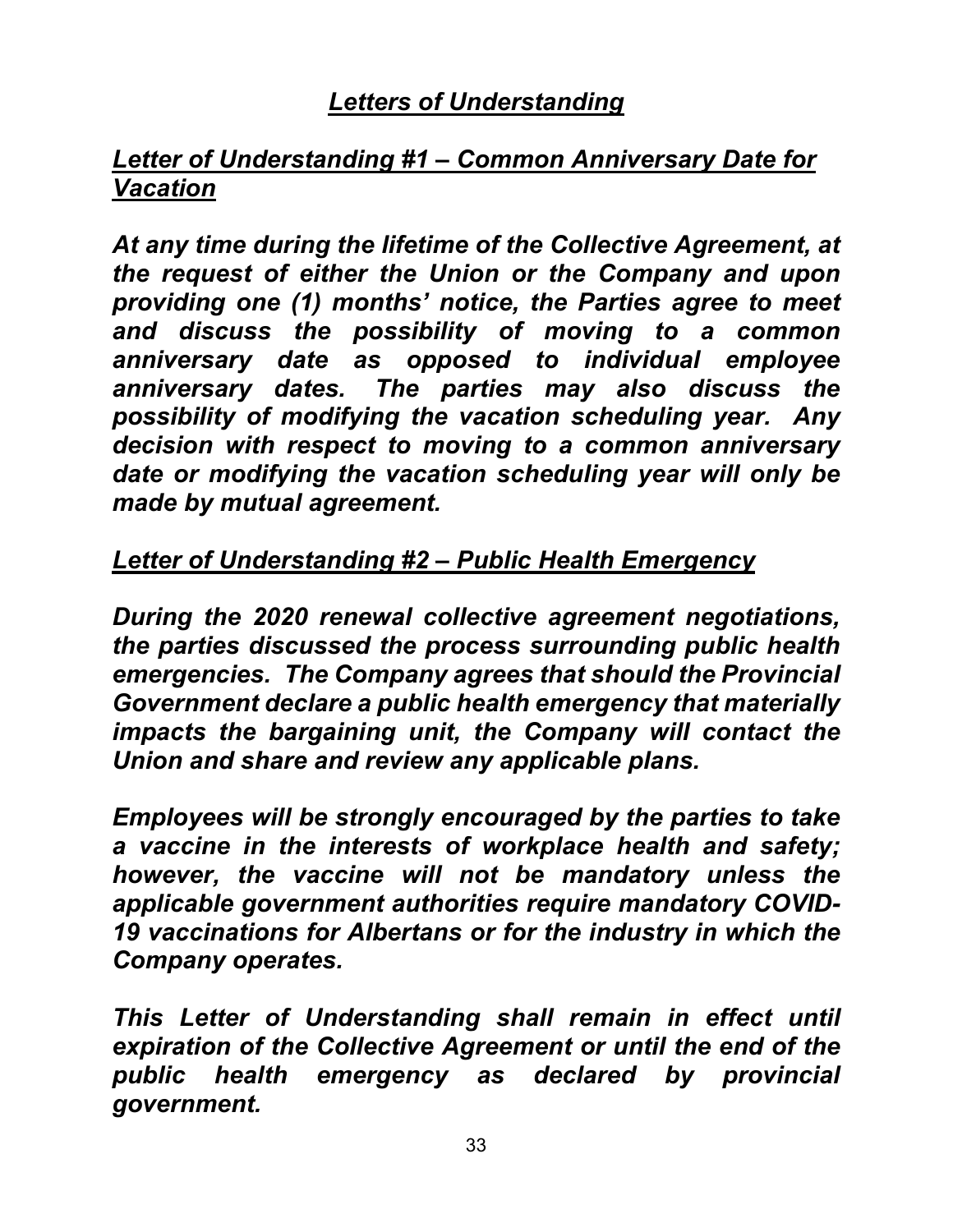# ***Letters of Understanding***

## ***Letter of Understanding #1 – Common Anniversary Date for Vacation***

***At any time during the lifetime of the Collective Agreement, at the request of either the Union or the Company and upon providing one (1) months' notice, the Parties agree to meet and discuss the possibility of moving to a common anniversary date as opposed to individual employee anniversary dates. The parties may also discuss the possibility of modifying the vacation scheduling year. Any decision with respect to moving to a common anniversary date or modifying the vacation scheduling year will only be made by mutual agreement.***

## ***Letter of Understanding #2 – Public Health Emergency***

***During the 2020 renewal collective agreement negotiations, the parties discussed the process surrounding public health emergencies. The Company agrees that should the Provincial Government declare a public health emergency that materially impacts the bargaining unit, the Company will contact the Union and share and review any applicable plans.***

***Employees will be strongly encouraged by the parties to take a vaccine in the interests of workplace health and safety; however, the vaccine will not be mandatory unless the applicable government authorities require mandatory COVID-19 vaccinations for Albertans or for the industry in which the Company operates.***

***This Letter of Understanding shall remain in effect until expiration of the Collective Agreement or until the end of the public health emergency as declared by provincial government.***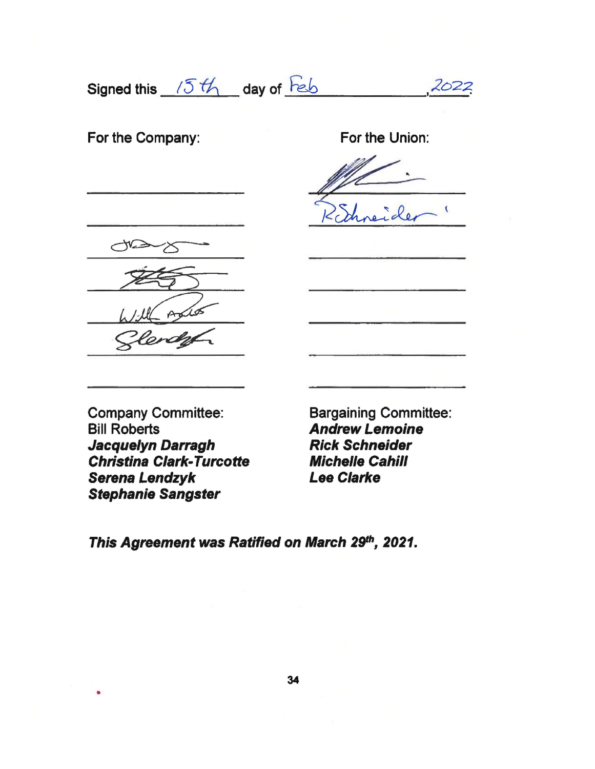Signed this 15th day of Feb, 2022

| For the Company: | For the Union: |
| --- | --- |
| ___________________ | ___________________ |
| ___________________ | R Schneider ___________________ |
| ___________________ | ___________________ |
| ___________________ | ___________________ |
| ___________________ | ___________________ |
| ___________________ | ___________________ |
| ___________________ | ___________________ |

Company Committee:
Bill Roberts
***Jacquelyn Darragh***
***Christina Clark-Turcotte***
***Serena Lendzyk***
***Stephanie Sangster***

Bargaining Committee:
***Andrew Lemoine***
***Rick Schneider***
***Michelle Cahill***
***Lee Clarke***

***This Agreement was Ratified on March 29th, 2021.***